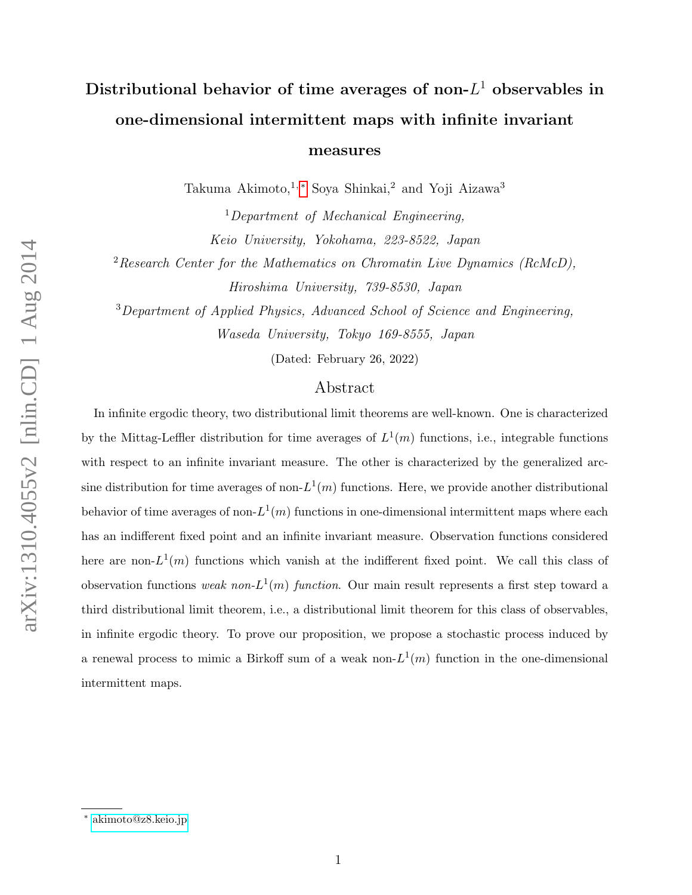# Distributional behavior of time averages of non-$L^1$ observables in one-dimensional intermittent maps with infinite invariant measures

Takuma Akimoto,[1,*] Soya Shinkai,[2] and Yoji Aizawa[3]

[1] *Department of Mechanical Engineering, Keio University, Yokohama, 223-8522, Japan*

[2] *Research Center for the Mathematics on Chromatin Live Dynamics (RcMcD), Hiroshima University, 739-8530, Japan*

[3] *Department of Applied Physics, Advanced School of Science and Engineering, Waseda University, Tokyo 169-8555, Japan*

(Dated: February 26, 2022)

## Abstract

In infinite ergodic theory, two distributional limit theorems are well-known. One is characterized by the Mittag-Leffler distribution for time averages of $L^1(m)$ functions, i.e., integrable functions with respect to an infinite invariant measure. The other is characterized by the generalized arc-sine distribution for time averages of non-$L^1(m)$ functions. Here, we provide another distributional behavior of time averages of non-$L^1(m)$ functions in one-dimensional intermittent maps where each has an indifferent fixed point and an infinite invariant measure. Observation functions considered here are non-$L^1(m)$ functions which vanish at the indifferent fixed point. We call this class of observation functions *weak non-$L^1(m)$ function*. Our main result represents a first step toward a third distributional limit theorem, i.e., a distributional limit theorem for this class of observables, in infinite ergodic theory. To prove our proposition, we propose a stochastic process induced by a renewal process to mimic a Birkoff sum of a weak non-$L^1(m)$ function in the one-dimensional intermittent maps.

* akimoto@z8.keio.jp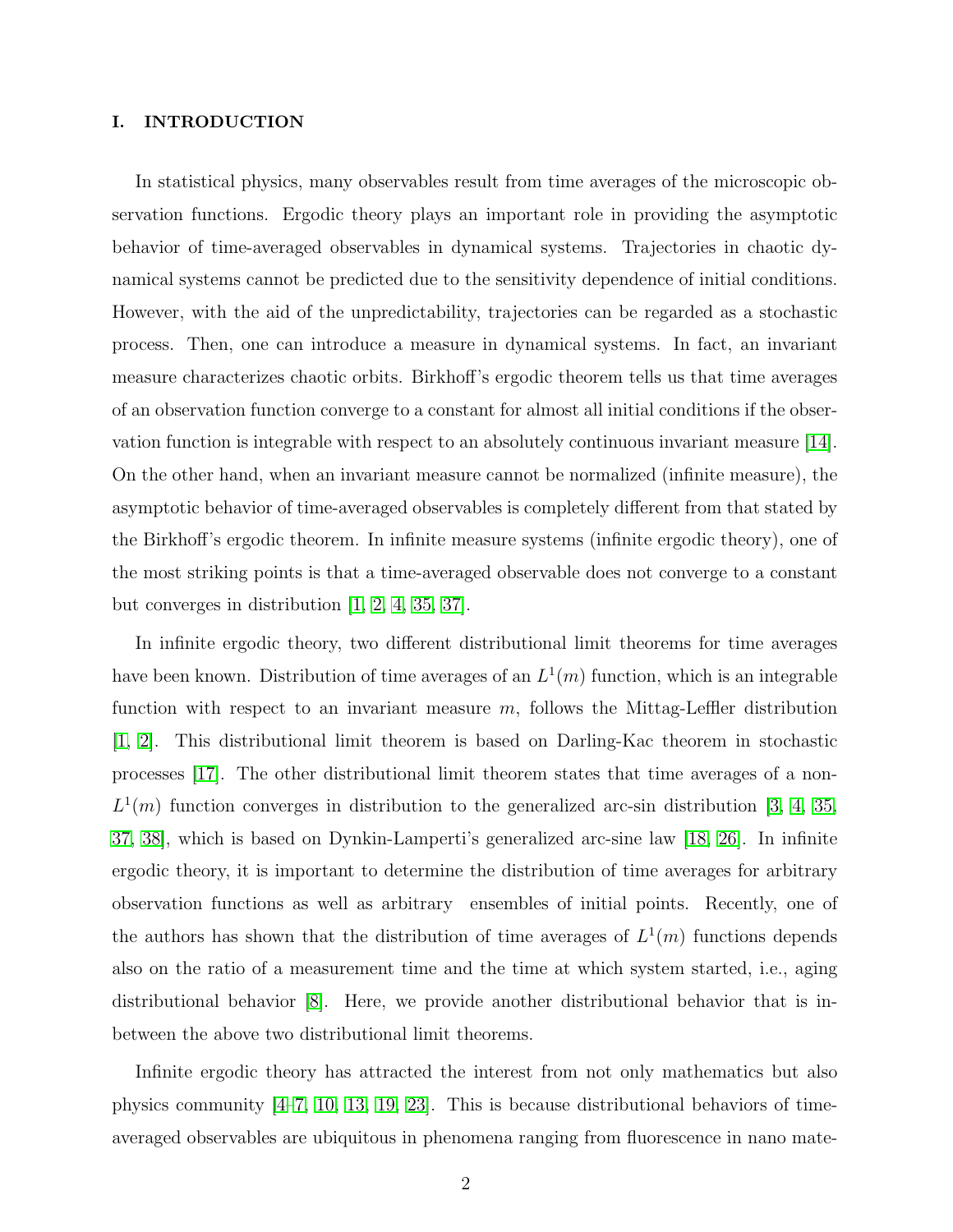## I. INTRODUCTION

In statistical physics, many observables result from time averages of the microscopic observation functions. Ergodic theory plays an important role in providing the asymptotic behavior of time-averaged observables in dynamical systems. Trajectories in chaotic dynamical systems cannot be predicted due to the sensitivity dependence of initial conditions. However, with the aid of the unpredictability, trajectories can be regarded as a stochastic process. Then, one can introduce a measure in dynamical systems. In fact, an invariant measure characterizes chaotic orbits. Birkhoff's ergodic theorem tells us that time averages of an observation function converge to a constant for almost all initial conditions if the observation function is integrable with respect to an absolutely continuous invariant measure [14]. On the other hand, when an invariant measure cannot be normalized (infinite measure), the asymptotic behavior of time-averaged observables is completely different from that stated by the Birkhoff's ergodic theorem. In infinite measure systems (infinite ergodic theory), one of the most striking points is that a time-averaged observable does not converge to a constant but converges in distribution [1, 2, 4, 35, 37].

In infinite ergodic theory, two different distributional limit theorems for time averages have been known. Distribution of time averages of an $L^1(m)$ function, which is an integrable function with respect to an invariant measure $m$, follows the Mittag-Leffler distribution [1, 2]. This distributional limit theorem is based on Darling-Kac theorem in stochastic processes [17]. The other distributional limit theorem states that time averages of a non-$L^1(m)$ function converges in distribution to the generalized arc-sin distribution [3, 4, 35, 37, 38], which is based on Dynkin-Lamperti's generalized arc-sine law [18, 26]. In infinite ergodic theory, it is important to determine the distribution of time averages for arbitrary observation functions as well as arbitrary ensembles of initial points. Recently, one of the authors has shown that the distribution of time averages of $L^1(m)$ functions depends also on the ratio of a measurement time and the time at which system started, i.e., aging distributional behavior [8]. Here, we provide another distributional behavior that is in-between the above two distributional limit theorems.

Infinite ergodic theory has attracted the interest from not only mathematics but also physics community [4–7, 10, 13, 19, 23]. This is because distributional behaviors of time-averaged observables are ubiquitous in phenomena ranging from fluorescence in nano mate-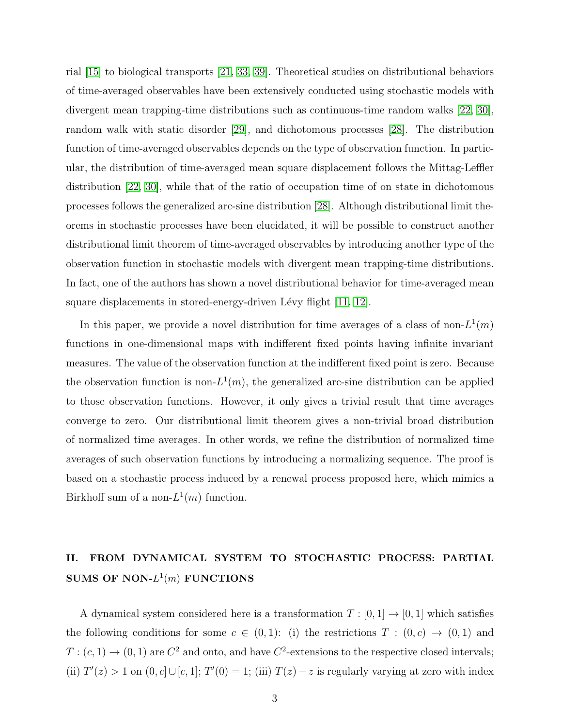rial [15] to biological transports [21, 33, 39]. Theoretical studies on distributional behaviors of time-averaged observables have been extensively conducted using stochastic models with divergent mean trapping-time distributions such as continuous-time random walks [22, 30], random walk with static disorder [29], and dichotomous processes [28]. The distribution function of time-averaged observables depends on the type of observation function. In particular, the distribution of time-averaged mean square displacement follows the Mittag-Leffler distribution [22, 30], while that of the ratio of occupation time of on state in dichotomous processes follows the generalized arc-sine distribution [28]. Although distributional limit theorems in stochastic processes have been elucidated, it will be possible to construct another distributional limit theorem of time-averaged observables by introducing another type of the observation function in stochastic models with divergent mean trapping-time distributions. In fact, one of the authors has shown a novel distributional behavior for time-averaged mean square displacements in stored-energy-driven Lévy flight [11, 12].

In this paper, we provide a novel distribution for time averages of a class of non-$L^1(m)$ functions in one-dimensional maps with indifferent fixed points having infinite invariant measures. The value of the observation function at the indifferent fixed point is zero. Because the observation function is non-$L^1(m)$, the generalized arc-sine distribution can be applied to those observation functions. However, it only gives a trivial result that time averages converge to zero. Our distributional limit theorem gives a non-trivial broad distribution of normalized time averages. In other words, we refine the distribution of normalized time averages of such observation functions by introducing a normalizing sequence. The proof is based on a stochastic process induced by a renewal process proposed here, which mimics a Birkhoff sum of a non-$L^1(m)$ function.

## II. FROM DYNAMICAL SYSTEM TO STOCHASTIC PROCESS: PARTIAL SUMS OF NON-$L^1(m)$ FUNCTIONS

A dynamical system considered here is a transformation $T : [0,1] \to [0,1]$ which satisfies the following conditions for some $c \in (0,1)$: (i) the restrictions $T : (0,c) \to (0,1)$ and $T : (c,1) \to (0,1)$ are $C^2$ and onto, and have $C^2$-extensions to the respective closed intervals; (ii) $T'(z) > 1$ on $(0,c] \cup [c,1]$; $T'(0) = 1$; (iii) $T(z) - z$ is regularly varying at zero with index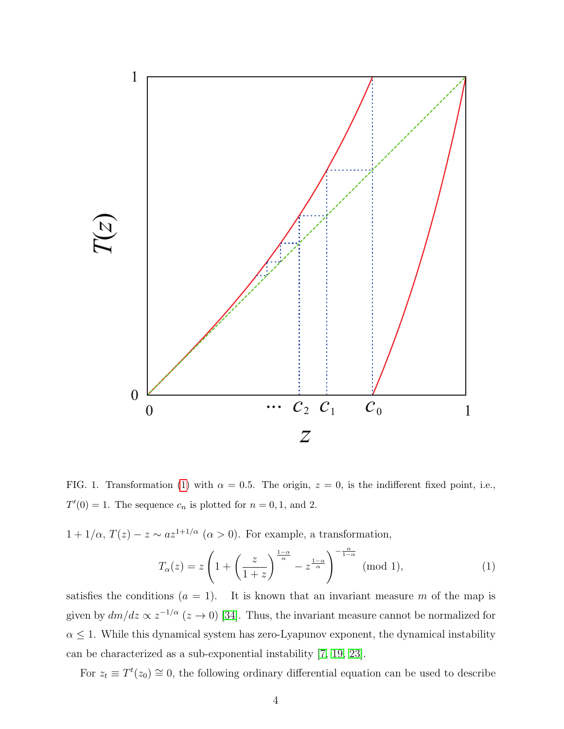FIG. 1. Transformation (1) with $\alpha = 0.5$. The origin, $z = 0$, is the indifferent fixed point, i.e., $T'(0) = 1$. The sequence $c_n$ is plotted for $n = 0, 1$, and 2.

$1 + 1/\alpha$, $T(z) - z \sim az^{1+1/\alpha}$ ($\alpha > 0$). For example, a transformation,

$$T_\alpha(z) = z\left(1 + \left(\frac{z}{1+z}\right)^{\frac{1-\alpha}{\alpha}} - z^{\frac{1-\alpha}{\alpha}}\right)^{-\frac{\alpha}{1-\alpha}} \pmod 1, \tag{1}$$

satisfies the conditions ($a = 1$). It is known that an invariant measure $m$ of the map is given by $dm/dz \propto z^{-1/\alpha}$ ($z \to 0$) [34]. Thus, the invariant measure cannot be normalized for $\alpha \le 1$. While this dynamical system has zero-Lyapunov exponent, the dynamical instability can be characterized as a sub-exponential instability [7, 19, 23].

For $z_t \equiv T^t(z_0) \cong 0$, the following ordinary differential equation can be used to describe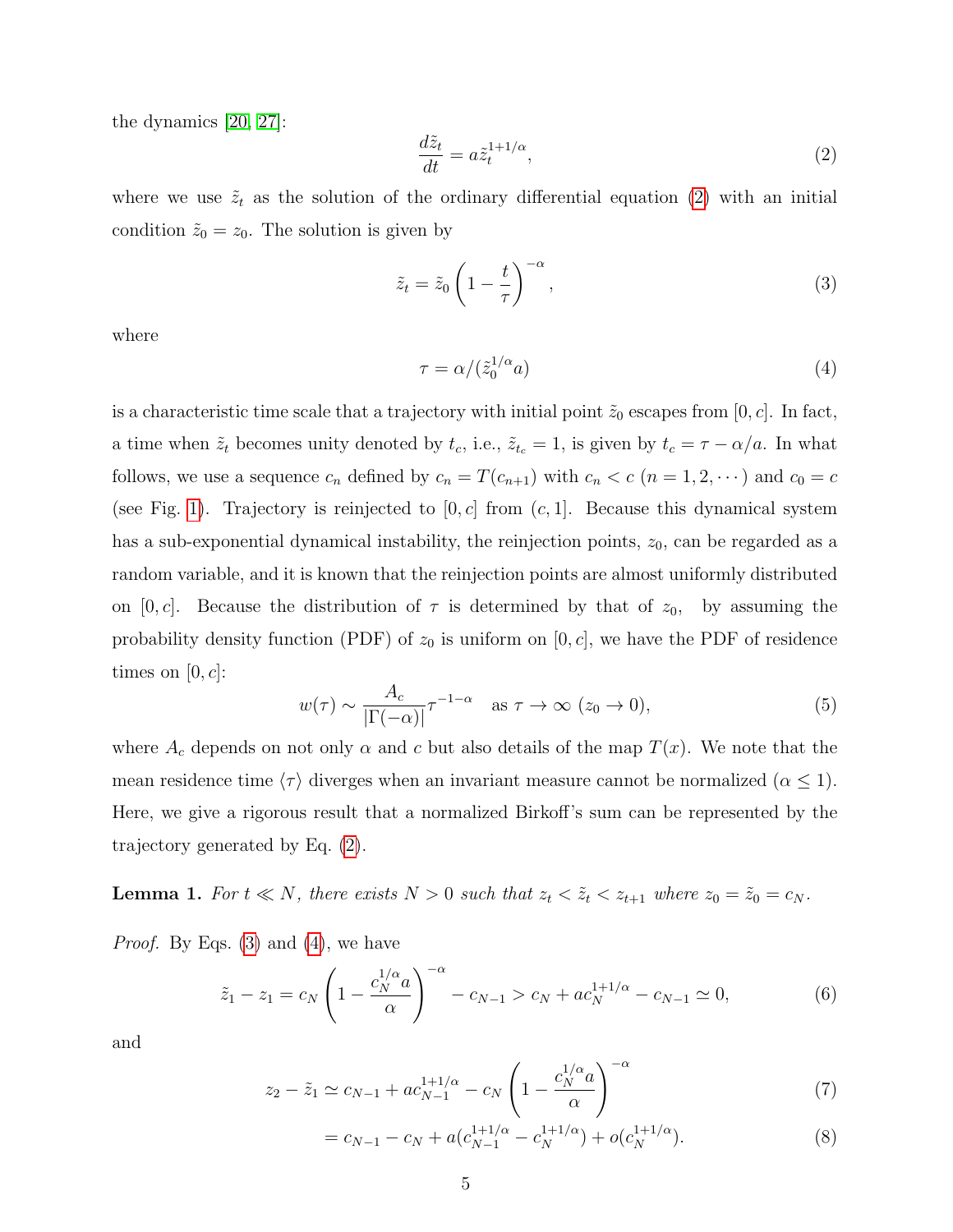the dynamics [20, 27]:

$$\frac{d\tilde{z}_t}{dt} = a\tilde{z}_t^{1+1/\alpha}, \tag{2}$$

where we use $\tilde{z}_t$ as the solution of the ordinary differential equation (2) with an initial condition $\tilde{z}_0 = z_0$. The solution is given by

$$\tilde{z}_t = \tilde{z}_0 \left(1 - \frac{t}{\tau}\right)^{-\alpha}, \tag{3}$$

where

$$\tau = \alpha/(\tilde{z}_0^{1/\alpha} a) \tag{4}$$

is a characteristic time scale that a trajectory with initial point $\tilde{z}_0$ escapes from $[0, c]$. In fact, a time when $\tilde{z}_t$ becomes unity denoted by $t_c$, i.e., $\tilde{z}_{t_c} = 1$, is given by $t_c = \tau - \alpha/a$. In what follows, we use a sequence $c_n$ defined by $c_n = T(c_{n+1})$ with $c_n < c$ $(n = 1, 2, \cdots)$ and $c_0 = c$ (see Fig. 1). Trajectory is reinjected to $[0, c]$ from $(c, 1]$. Because this dynamical system has a sub-exponential dynamical instability, the reinjection points, $z_0$, can be regarded as a random variable, and it is known that the reinjection points are almost uniformly distributed on $[0, c]$. Because the distribution of $\tau$ is determined by that of $z_0$, by assuming the probability density function (PDF) of $z_0$ is uniform on $[0, c]$, we have the PDF of residence times on $[0, c]$:

$$w(\tau) \sim \frac{A_c}{|\Gamma(-\alpha)|}\tau^{-1-\alpha} \quad \text{as } \tau \to \infty \ (z_0 \to 0), \tag{5}$$

where $A_c$ depends on not only $\alpha$ and $c$ but also details of the map $T(x)$. We note that the mean residence time $\langle \tau \rangle$ diverges when an invariant measure cannot be normalized ($\alpha \leq 1$). Here, we give a rigorous result that a normalized Birkoff's sum can be represented by the trajectory generated by Eq. (2).

**Lemma 1.** *For $t \ll N$, there exists $N > 0$ such that $z_t < \tilde{z}_t < z_{t+1}$ where $z_0 = \tilde{z}_0 = c_N$.*

*Proof.* By Eqs. (3) and (4), we have

$$\tilde{z}_1 - z_1 = c_N \left(1 - \frac{c_N^{1/\alpha} a}{\alpha}\right)^{-\alpha} - c_{N-1} > c_N + ac_N^{1+1/\alpha} - c_{N-1} \simeq 0, \tag{6}$$

and

$$z_2 - \tilde{z}_1 \simeq c_{N-1} + ac_{N-1}^{1+1/\alpha} - c_N \left(1 - \frac{c_N^{1/\alpha} a}{\alpha}\right)^{-\alpha} \tag{7}$$

$$= c_{N-1} - c_N + a(c_{N-1}^{1+1/\alpha} - c_N^{1+1/\alpha}) + o(c_N^{1+1/\alpha}). \tag{8}$$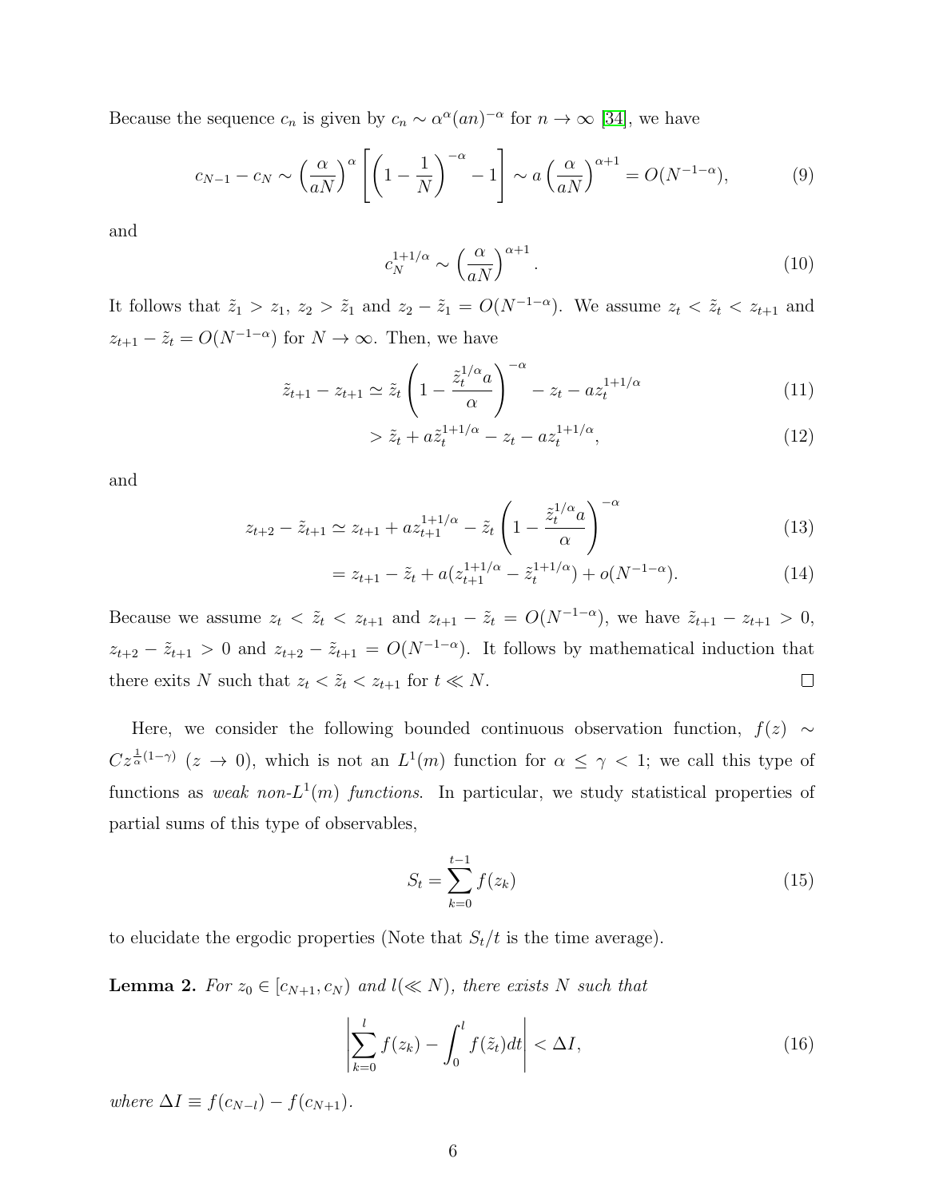Because the sequence $c_n$ is given by $c_n \sim \alpha^\alpha (an)^{-\alpha}$ for $n \to \infty$ [34], we have

$$c_{N-1} - c_N \sim \left(\frac{\alpha}{aN}\right)^\alpha \left[\left(1 - \frac{1}{N}\right)^{-\alpha} - 1\right] \sim a\left(\frac{\alpha}{aN}\right)^{\alpha+1} = O(N^{-1-\alpha}), \tag{9}$$

and

$$c_N^{1+1/\alpha} \sim \left(\frac{\alpha}{aN}\right)^{\alpha+1}. \tag{10}$$

It follows that $\tilde{z}_1 > z_1$, $z_2 > \tilde{z}_1$ and $z_2 - \tilde{z}_1 = O(N^{-1-\alpha})$. We assume $z_t < \tilde{z}_t < z_{t+1}$ and $z_{t+1} - \tilde{z}_t = O(N^{-1-\alpha})$ for $N \to \infty$. Then, we have

$$\tilde{z}_{t+1} - z_{t+1} \simeq \tilde{z}_t \left(1 - \frac{\tilde{z}_t^{1/\alpha} a}{\alpha}\right)^{-\alpha} - z_t - a z_t^{1+1/\alpha} \tag{11}$$

$$> \tilde{z}_t + a\tilde{z}_t^{1+1/\alpha} - z_t - a z_t^{1+1/\alpha}, \tag{12}$$

and

$$z_{t+2} - \tilde{z}_{t+1} \simeq z_{t+1} + a z_{t+1}^{1+1/\alpha} - \tilde{z}_t \left(1 - \frac{\tilde{z}_t^{1/\alpha} a}{\alpha}\right)^{-\alpha} \tag{13}$$

$$= z_{t+1} - \tilde{z}_t + a(z_{t+1}^{1+1/\alpha} - \tilde{z}_t^{1+1/\alpha}) + o(N^{-1-\alpha}). \tag{14}$$

Because we assume $z_t < \tilde{z}_t < z_{t+1}$ and $z_{t+1} - \tilde{z}_t = O(N^{-1-\alpha})$, we have $\tilde{z}_{t+1} - z_{t+1} > 0$, $z_{t+2} - \tilde{z}_{t+1} > 0$ and $z_{t+2} - \tilde{z}_{t+1} = O(N^{-1-\alpha})$. It follows by mathematical induction that there exits $N$ such that $z_t < \tilde{z}_t < z_{t+1}$ for $t \ll N$. □

Here, we consider the following bounded continuous observation function, $f(z) \sim Cz^{\frac{1}{\alpha}(1-\gamma)}$ $(z \to 0)$, which is not an $L^1(m)$ function for $\alpha \leq \gamma < 1$; we call this type of functions as *weak non-$L^1(m)$ functions*. In particular, we study statistical properties of partial sums of this type of observables,

$$S_t = \sum_{k=0}^{t-1} f(z_k) \tag{15}$$

to elucidate the ergodic properties (Note that $S_t/t$ is the time average).

**Lemma 2.** *For $z_0 \in [c_{N+1}, c_N)$ and $l(\ll N)$, there exists $N$ such that*

$$\left| \sum_{k=0}^{l} f(z_k) - \int_0^l f(\tilde{z}_t)dt \right| < \Delta I, \tag{16}$$

*where $\Delta I \equiv f(c_{N-l}) - f(c_{N+1})$.*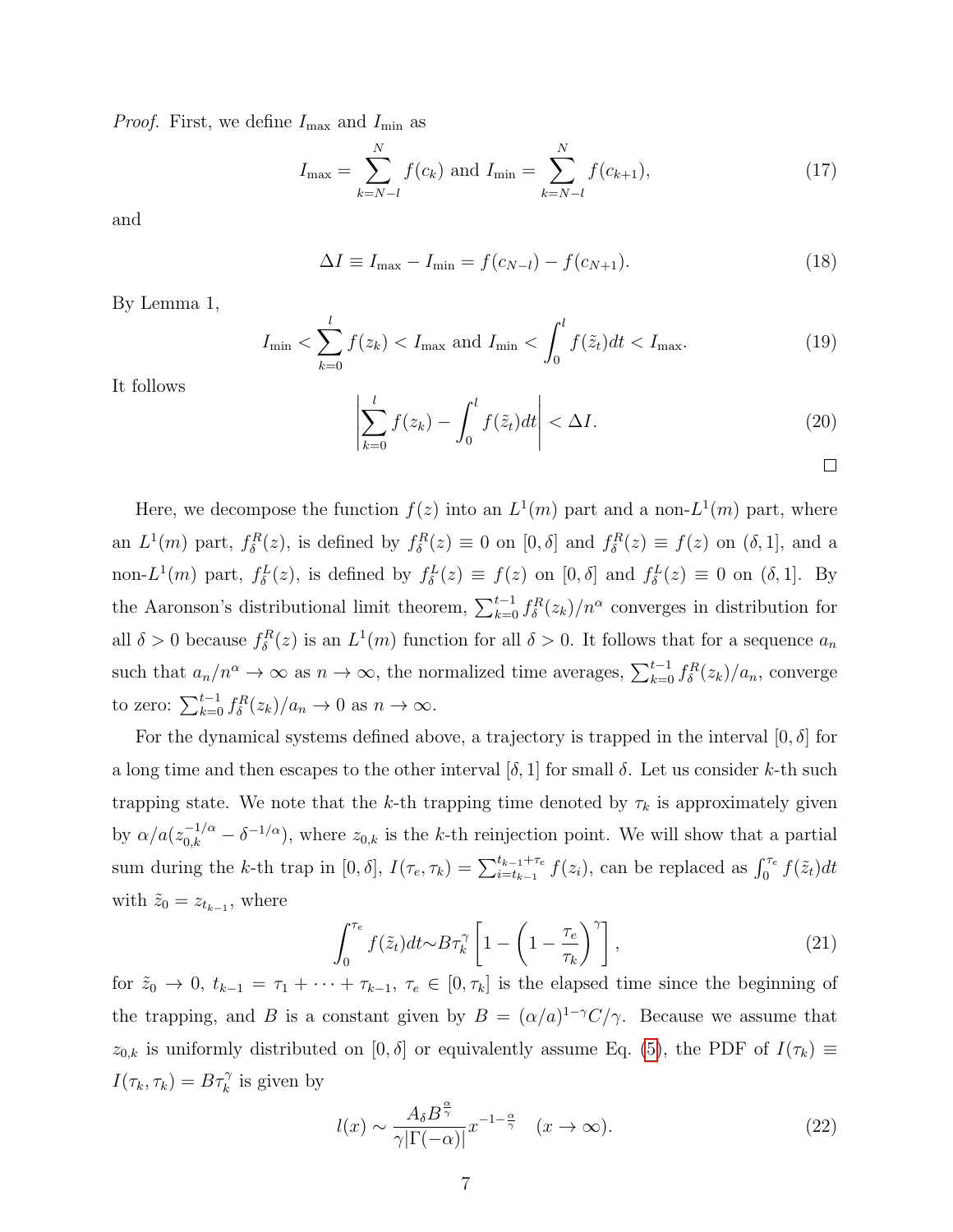*Proof.* First, we define $I_{\max}$ and $I_{\min}$ as

$$I_{\max} = \sum_{k=N-l}^{N} f(c_k) \text{ and } I_{\min} = \sum_{k=N-l}^{N} f(c_{k+1}), \tag{17}$$

and

$$\Delta I \equiv I_{\max} - I_{\min} = f(c_{N-l}) - f(c_{N+1}). \tag{18}$$

By Lemma 1,

$$I_{\min} < \sum_{k=0}^{l} f(z_k) < I_{\max} \text{ and } I_{\min} < \int_0^l f(\tilde{z}_t)dt < I_{\max}. \tag{19}$$

It follows

$$\left| \sum_{k=0}^{l} f(z_k) - \int_0^l f(\tilde{z}_t)dt \right| < \Delta I. \tag{20}$$

□

Here, we decompose the function $f(z)$ into an $L^1(m)$ part and a non-$L^1(m)$ part, where an $L^1(m)$ part, $f_\delta^R(z)$, is defined by $f_\delta^R(z) \equiv 0$ on $[0, \delta]$ and $f_\delta^R(z) \equiv f(z)$ on $(\delta, 1]$, and a non-$L^1(m)$ part, $f_\delta^L(z)$, is defined by $f_\delta^L(z) \equiv f(z)$ on $[0, \delta]$ and $f_\delta^L(z) \equiv 0$ on $(\delta, 1]$. By the Aaronson's distributional limit theorem, $\sum_{k=0}^{t-1} f_\delta^R(z_k)/n^\alpha$ converges in distribution for all $\delta > 0$ because $f_\delta^R(z)$ is an $L^1(m)$ function for all $\delta > 0$. It follows that for a sequence $a_n$ such that $a_n/n^\alpha \to \infty$ as $n \to \infty$, the normalized time averages, $\sum_{k=0}^{t-1} f_\delta^R(z_k)/a_n$, converge to zero: $\sum_{k=0}^{t-1} f_\delta^R(z_k)/a_n \to 0$ as $n \to \infty$.

For the dynamical systems defined above, a trajectory is trapped in the interval $[0, \delta]$ for a long time and then escapes to the other interval $[\delta, 1]$ for small $\delta$. Let us consider $k$-th such trapping state. We note that the $k$-th trapping time denoted by $\tau_k$ is approximately given by $\alpha/a(z_{0,k}^{-1/\alpha} - \delta^{-1/\alpha})$, where $z_{0,k}$ is the $k$-th reinjection point. We will show that a partial sum during the $k$-th trap in $[0, \delta]$, $I(\tau_e, \tau_k) = \sum_{i=t_{k-1}}^{t_{k-1}+\tau_e} f(z_i)$, can be replaced as $\int_0^{\tau_e} f(\tilde{z}_t)dt$ with $\tilde{z}_0 = z_{t_{k-1}}$, where

$$\int_0^{\tau_e} f(\tilde{z}_t)dt \sim B\tau_k^\gamma \left[1 - \left(1 - \frac{\tau_e}{\tau_k}\right)^\gamma\right], \tag{21}$$

for $\tilde{z}_0 \to 0$, $t_{k-1} = \tau_1 + \cdots + \tau_{k-1}$, $\tau_e \in [0, \tau_k]$ is the elapsed time since the beginning of the trapping, and $B$ is a constant given by $B = (\alpha/a)^{1-\gamma} C/\gamma$. Because we assume that $z_{0,k}$ is uniformly distributed on $[0, \delta]$ or equivalently assume Eq. (5), the PDF of $I(\tau_k) \equiv I(\tau_k, \tau_k) = B\tau_k^\gamma$ is given by

$$l(x) \sim \frac{A_\delta B^{\frac{\alpha}{\gamma}}}{\gamma |\Gamma(-\alpha)|} x^{-1-\frac{\alpha}{\gamma}} \quad (x \to \infty). \tag{22}$$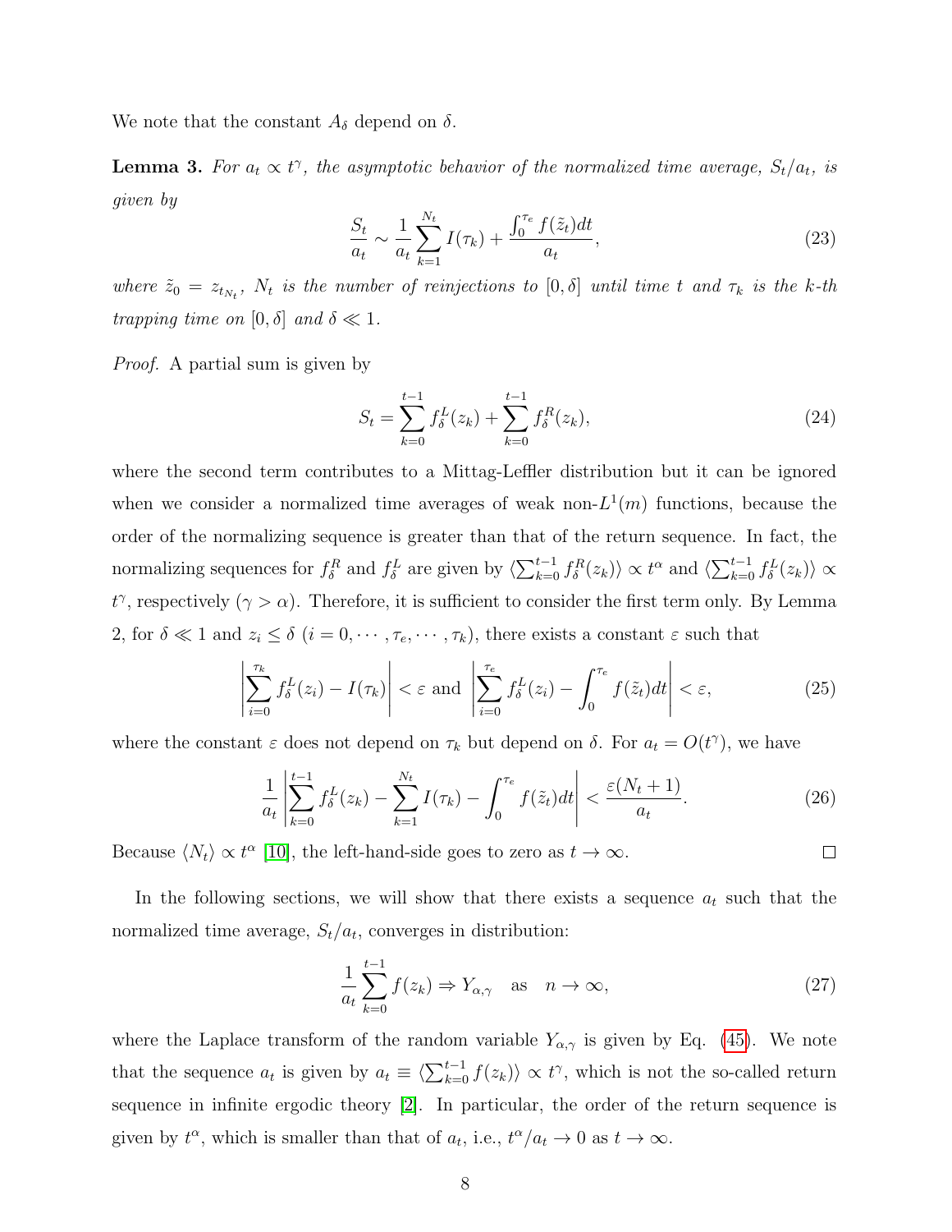We note that the constant $A_\delta$ depend on $\delta$.

**Lemma 3.** *For $a_t \propto t^\gamma$, the asymptotic behavior of the normalized time average, $S_t/a_t$, is given by*

$$\frac{S_t}{a_t} \sim \frac{1}{a_t}\sum_{k=1}^{N_t} I(\tau_k) + \frac{\int_0^{\tau_e} f(\tilde{z}_t)dt}{a_t}, \tag{23}$$

*where $\tilde{z}_0 = z_{t_{N_t}}$, $N_t$ is the number of reinjections to $[0,\delta]$ until time $t$ and $\tau_k$ is the $k$-th trapping time on $[0,\delta]$ and $\delta \ll 1$.*

*Proof.* A partial sum is given by

$$S_t = \sum_{k=0}^{t-1} f_\delta^L(z_k) + \sum_{k=0}^{t-1} f_\delta^R(z_k), \tag{24}$$

where the second term contributes to a Mittag-Leffler distribution but it can be ignored when we consider a normalized time averages of weak non-$L^1(m)$ functions, because the order of the normalizing sequence is greater than that of the return sequence. In fact, the normalizing sequences for $f_\delta^R$ and $f_\delta^L$ are given by $\langle \sum_{k=0}^{t-1} f_\delta^R(z_k)\rangle \propto t^\alpha$ and $\langle \sum_{k=0}^{t-1} f_\delta^L(z_k)\rangle \propto t^\gamma$, respectively ($\gamma > \alpha$). Therefore, it is sufficient to consider the first term only. By Lemma 2, for $\delta \ll 1$ and $z_i \leq \delta$ ($i = 0, \cdots, \tau_e, \cdots, \tau_k$), there exists a constant $\varepsilon$ such that

$$\left|\sum_{i=0}^{\tau_k} f_\delta^L(z_i) - I(\tau_k)\right| < \varepsilon \text{ and } \left|\sum_{i=0}^{\tau_e} f_\delta^L(z_i) - \int_0^{\tau_e} f(\tilde{z}_t)dt\right| < \varepsilon, \tag{25}$$

where the constant $\varepsilon$ does not depend on $\tau_k$ but depend on $\delta$. For $a_t = O(t^\gamma)$, we have

$$\frac{1}{a_t}\left|\sum_{k=0}^{t-1} f_\delta^L(z_k) - \sum_{k=1}^{N_t} I(\tau_k) - \int_0^{\tau_e} f(\tilde{z}_t)dt\right| < \frac{\varepsilon(N_t+1)}{a_t}. \tag{26}$$

Because $\langle N_t\rangle \propto t^\alpha$ [10], the left-hand-side goes to zero as $t \to \infty$. ◻

In the following sections, we will show that there exists a sequence $a_t$ such that the normalized time average, $S_t/a_t$, converges in distribution:

$$\frac{1}{a_t}\sum_{k=0}^{t-1} f(z_k) \Rightarrow Y_{\alpha,\gamma} \quad \text{as} \quad n \to \infty, \tag{27}$$

where the Laplace transform of the random variable $Y_{\alpha,\gamma}$ is given by Eq. (45). We note that the sequence $a_t$ is given by $a_t \equiv \langle \sum_{k=0}^{t-1} f(z_k)\rangle \propto t^\gamma$, which is not the so-called return sequence in infinite ergodic theory [2]. In particular, the order of the return sequence is given by $t^\alpha$, which is smaller than that of $a_t$, i.e., $t^\alpha/a_t \to 0$ as $t \to \infty$.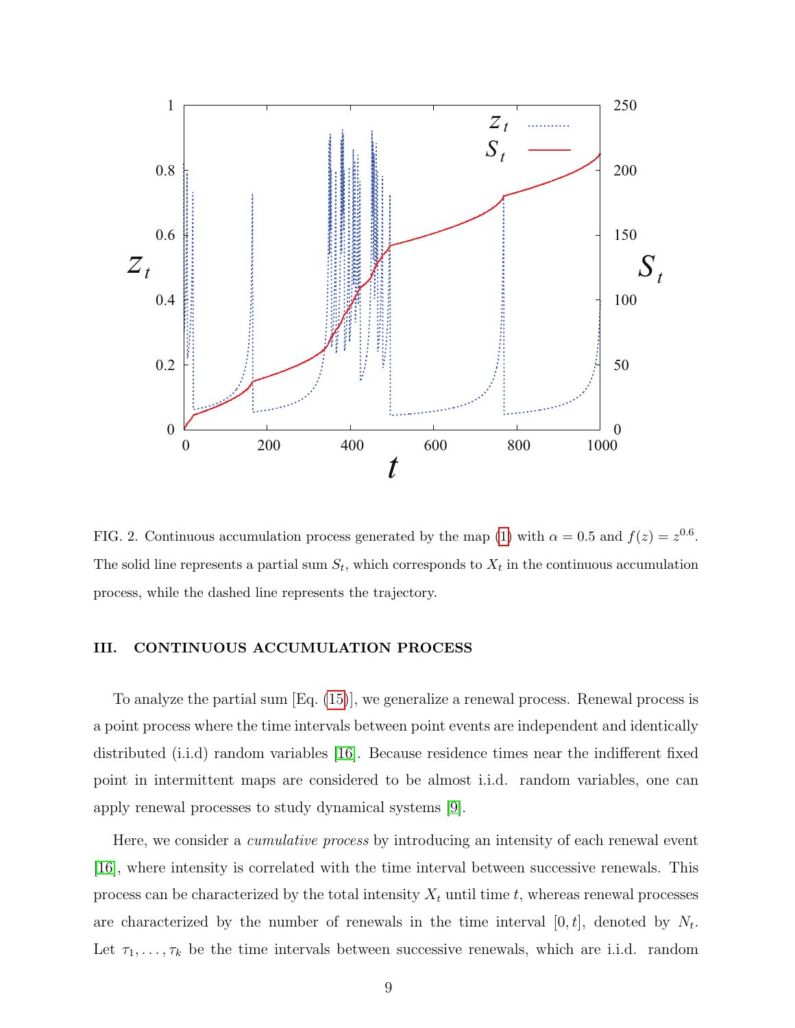FIG. 2. Continuous accumulation process generated by the map (1) with $\alpha = 0.5$ and $f(z) = z^{0.6}$. The solid line represents a partial sum $S_t$, which corresponds to $X_t$ in the continuous accumulation process, while the dashed line represents the trajectory.

### III. CONTINUOUS ACCUMULATION PROCESS

To analyze the partial sum [Eq. (15)], we generalize a renewal process. Renewal process is a point process where the time intervals between point events are independent and identically distributed (i.i.d) random variables [16]. Because residence times near the indifferent fixed point in intermittent maps are considered to be almost i.i.d. random variables, one can apply renewal processes to study dynamical systems [9].

Here, we consider a *cumulative process* by introducing an intensity of each renewal event [16], where intensity is correlated with the time interval between successive renewals. This process can be characterized by the total intensity $X_t$ until time $t$, whereas renewal processes are characterized by the number of renewals in the time interval $[0, t]$, denoted by $N_t$. Let $\tau_1, \ldots, \tau_k$ be the time intervals between successive renewals, which are i.i.d. random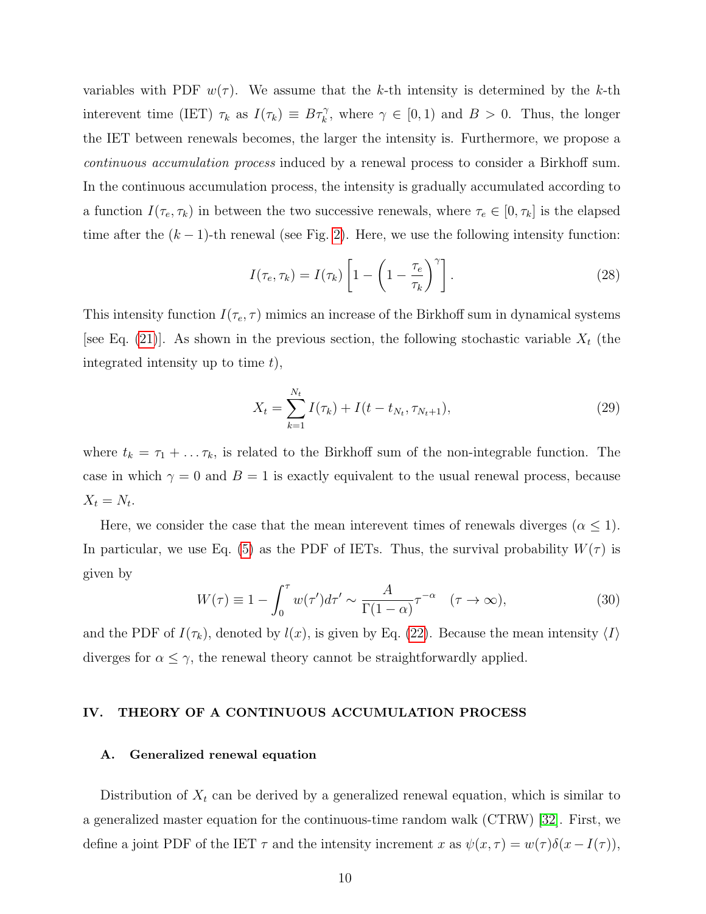variables with PDF $w(\tau)$. We assume that the $k$-th intensity is determined by the $k$-th interevent time (IET) $\tau_k$ as $I(\tau_k) \equiv B\tau_k^\gamma$, where $\gamma \in [0,1)$ and $B > 0$. Thus, the longer the IET between renewals becomes, the larger the intensity is. Furthermore, we propose a *continuous accumulation process* induced by a renewal process to consider a Birkhoff sum. In the continuous accumulation process, the intensity is gradually accumulated according to a function $I(\tau_e, \tau_k)$ in between the two successive renewals, where $\tau_e \in [0, \tau_k]$ is the elapsed time after the $(k-1)$-th renewal (see Fig. 2). Here, we use the following intensity function:

$$I(\tau_e, \tau_k) = I(\tau_k)\left[1 - \left(1 - \frac{\tau_e}{\tau_k}\right)^\gamma\right]. \tag{28}$$

This intensity function $I(\tau_e, \tau)$ mimics an increase of the Birkhoff sum in dynamical systems [see Eq. (21)]. As shown in the previous section, the following stochastic variable $X_t$ (the integrated intensity up to time $t$),

$$X_t = \sum_{k=1}^{N_t} I(\tau_k) + I(t - t_{N_t}, \tau_{N_t+1}), \tag{29}$$

where $t_k = \tau_1 + \ldots \tau_k$, is related to the Birkhoff sum of the non-integrable function. The case in which $\gamma = 0$ and $B = 1$ is exactly equivalent to the usual renewal process, because $X_t = N_t$.

Here, we consider the case that the mean interevent times of renewals diverges ($\alpha \leq 1$). In particular, we use Eq. (5) as the PDF of IETs. Thus, the survival probability $W(\tau)$ is given by

$$W(\tau) \equiv 1 - \int_0^\tau w(\tau')d\tau' \sim \frac{A}{\Gamma(1-\alpha)}\tau^{-\alpha} \quad (\tau \to \infty), \tag{30}$$

and the PDF of $I(\tau_k)$, denoted by $l(x)$, is given by Eq. (22). Because the mean intensity $\langle I \rangle$ diverges for $\alpha \leq \gamma$, the renewal theory cannot be straightforwardly applied.

## IV. THEORY OF A CONTINUOUS ACCUMULATION PROCESS

### A. Generalized renewal equation

Distribution of $X_t$ can be derived by a generalized renewal equation, which is similar to a generalized master equation for the continuous-time random walk (CTRW) [32]. First, we define a joint PDF of the IET $\tau$ and the intensity increment $x$ as $\psi(x, \tau) = w(\tau)\delta(x - I(\tau))$,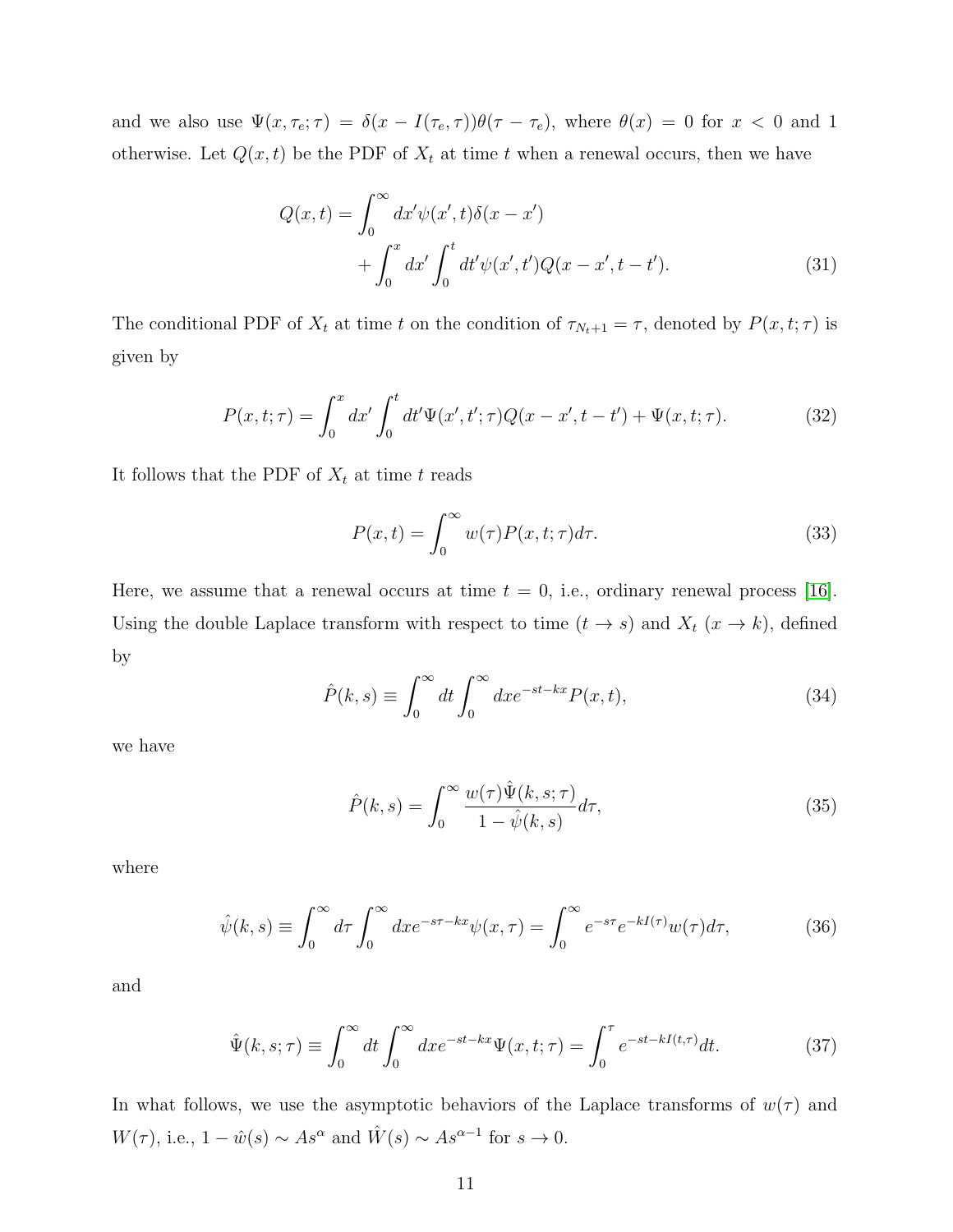and we also use $\Psi(x, \tau_e; \tau) = \delta(x - I(\tau_e, \tau))\theta(\tau - \tau_e)$, where $\theta(x) = 0$ for $x < 0$ and 1 otherwise. Let $Q(x,t)$ be the PDF of $X_t$ at time $t$ when a renewal occurs, then we have

$$
\begin{aligned}
Q(x,t) = \int_0^\infty dx' \psi(x',t)\delta(x - x') \\
+ \int_0^x dx' \int_0^t dt' \psi(x',t') Q(x - x', t - t').
\end{aligned}
\tag{31}
$$

The conditional PDF of $X_t$ at time $t$ on the condition of $\tau_{N_t+1} = \tau$, denoted by $P(x,t;\tau)$ is given by

$$
P(x,t;\tau) = \int_0^x dx' \int_0^t dt' \Psi(x',t';\tau) Q(x - x', t - t') + \Psi(x,t;\tau). \tag{32}
$$

It follows that the PDF of $X_t$ at time $t$ reads

$$
P(x,t) = \int_0^\infty w(\tau) P(x,t;\tau) d\tau. \tag{33}
$$

Here, we assume that a renewal occurs at time $t = 0$, i.e., ordinary renewal process [16]. Using the double Laplace transform with respect to time ($t \to s$) and $X_t$ ($x \to k$), defined by

$$
\hat{P}(k,s) \equiv \int_0^\infty dt \int_0^\infty dx e^{-st-kx} P(x,t), \tag{34}
$$

we have

$$
\hat{P}(k,s) = \int_0^\infty \frac{w(\tau)\hat{\Psi}(k,s;\tau)}{1 - \hat{\psi}(k,s)} d\tau, \tag{35}
$$

where

$$
\hat{\psi}(k,s) \equiv \int_0^\infty d\tau \int_0^\infty dx e^{-s\tau - kx} \psi(x,\tau) = \int_0^\infty e^{-s\tau} e^{-kI(\tau)} w(\tau) d\tau, \tag{36}
$$

and

$$
\hat{\Psi}(k,s;\tau) \equiv \int_0^\infty dt \int_0^\infty dx e^{-st-kx} \Psi(x,t;\tau) = \int_0^\tau e^{-st - kI(t,\tau)} dt. \tag{37}
$$

In what follows, we use the asymptotic behaviors of the Laplace transforms of $w(\tau)$ and $W(\tau)$, i.e., $1 - \hat{w}(s) \sim As^\alpha$ and $\hat{W}(s) \sim As^{\alpha - 1}$ for $s \to 0$.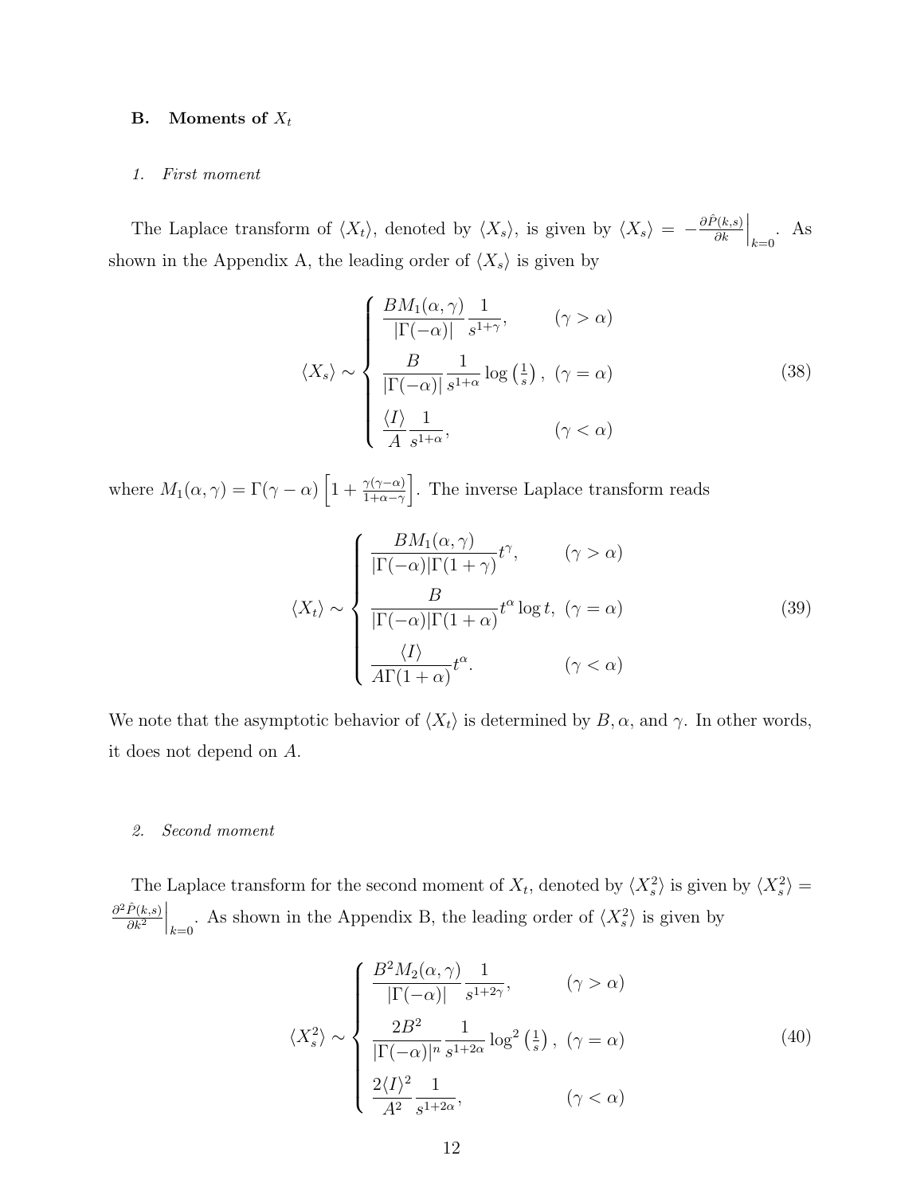### B. Moments of $X_t$

#### 1. First moment

The Laplace transform of $\langle X_t \rangle$, denoted by $\langle X_s \rangle$, is given by $\langle X_s \rangle = -\frac{\partial \hat{P}(k,s)}{\partial k}\Big|_{k=0}$. As shown in the Appendix A, the leading order of $\langle X_s \rangle$ is given by

$$
\langle X_s \rangle \sim \begin{cases} \dfrac{BM_1(\alpha,\gamma)}{|\Gamma(-\alpha)|}\dfrac{1}{s^{1+\gamma}}, & (\gamma > \alpha) \\ \dfrac{B}{|\Gamma(-\alpha)|}\dfrac{1}{s^{1+\alpha}}\log\left(\frac{1}{s}\right), & (\gamma = \alpha) \\ \dfrac{\langle I \rangle}{A}\dfrac{1}{s^{1+\alpha}}, & (\gamma < \alpha) \end{cases} \tag{38}
$$

where $M_1(\alpha,\gamma) = \Gamma(\gamma - \alpha)\left[1 + \frac{\gamma(\gamma-\alpha)}{1+\alpha-\gamma}\right]$. The inverse Laplace transform reads

$$
\langle X_t \rangle \sim \begin{cases} \dfrac{BM_1(\alpha,\gamma)}{|\Gamma(-\alpha)|\Gamma(1+\gamma)}t^{\gamma}, & (\gamma > \alpha) \\ \dfrac{B}{|\Gamma(-\alpha)|\Gamma(1+\alpha)}t^{\alpha}\log t, & (\gamma = \alpha) \\ \dfrac{\langle I \rangle}{A\Gamma(1+\alpha)}t^{\alpha}. & (\gamma < \alpha) \end{cases} \tag{39}
$$

We note that the asymptotic behavior of $\langle X_t \rangle$ is determined by $B, \alpha$, and $\gamma$. In other words, it does not depend on $A$.

#### 2. Second moment

The Laplace transform for the second moment of $X_t$, denoted by $\langle X_s^2 \rangle$ is given by $\langle X_s^2 \rangle = \frac{\partial^2 \hat{P}(k,s)}{\partial k^2}\Big|_{k=0}$. As shown in the Appendix B, the leading order of $\langle X_s^2 \rangle$ is given by

$$
\langle X_s^2 \rangle \sim \begin{cases} \dfrac{B^2 M_2(\alpha,\gamma)}{|\Gamma(-\alpha)|}\dfrac{1}{s^{1+2\gamma}}, & (\gamma > \alpha) \\ \dfrac{2B^2}{|\Gamma(-\alpha)|^n}\dfrac{1}{s^{1+2\alpha}}\log^2\left(\frac{1}{s}\right), & (\gamma = \alpha) \\ \dfrac{2\langle I \rangle^2}{A^2}\dfrac{1}{s^{1+2\alpha}}, & (\gamma < \alpha) \end{cases} \tag{40}
$$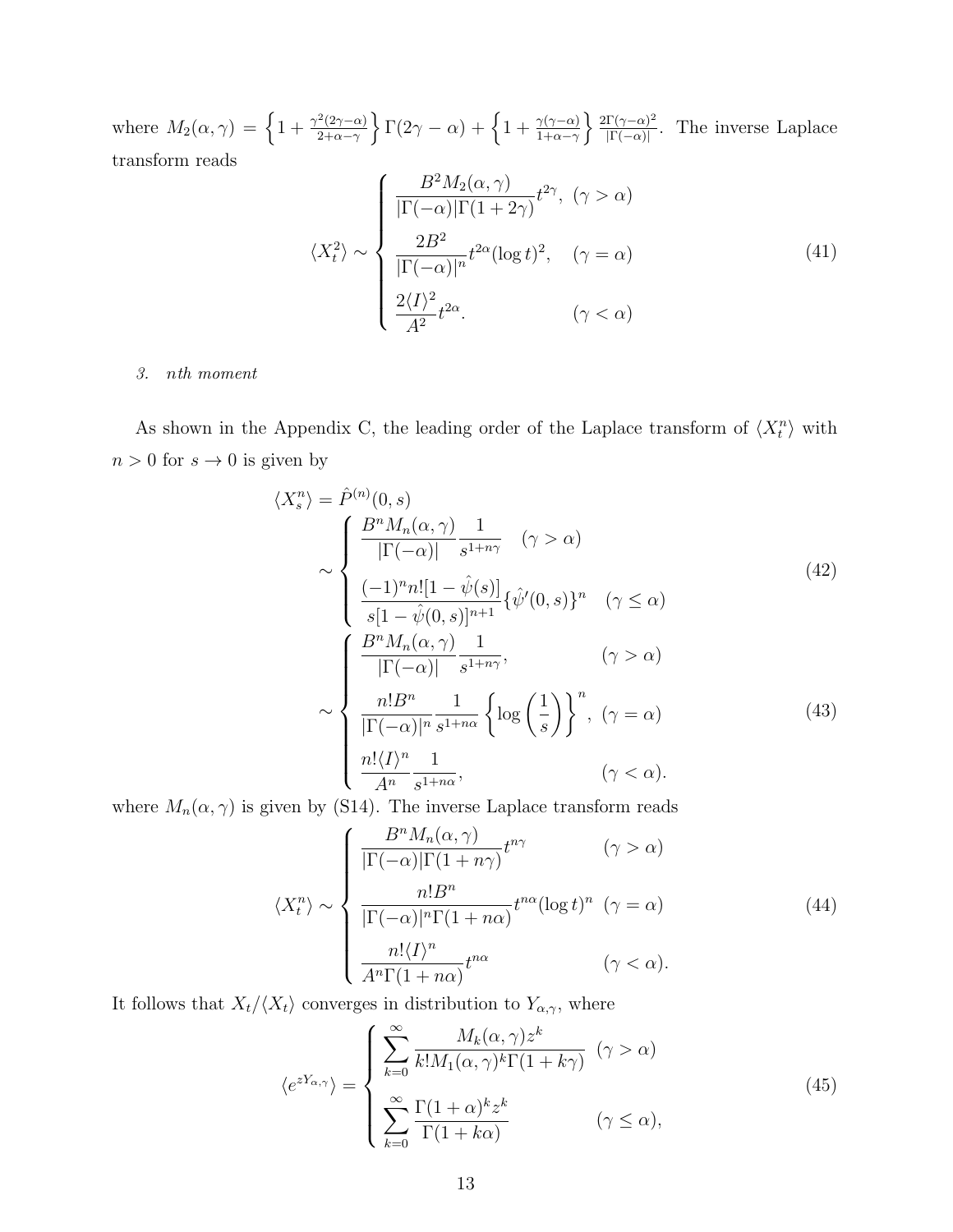where $M_2(\alpha,\gamma) = \left\{1 + \frac{\gamma^2(2\gamma-\alpha)}{2+\alpha-\gamma}\right\}\Gamma(2\gamma-\alpha) + \left\{1+\frac{\gamma(\gamma-\alpha)}{1+\alpha-\gamma}\right\}\frac{2\Gamma(\gamma-\alpha)^2}{|\Gamma(-\alpha)|}$. The inverse Laplace transform reads

$$
\langle X_t^2 \rangle \sim \begin{cases} \dfrac{B^2 M_2(\alpha,\gamma)}{|\Gamma(-\alpha)|\Gamma(1+2\gamma)} t^{2\gamma}, & (\gamma > \alpha) \\[2ex] \dfrac{2B^2}{|\Gamma(-\alpha)|^n} t^{2\alpha} (\log t)^2, & (\gamma = \alpha) \\[2ex] \dfrac{2\langle I \rangle^2}{A^2} t^{2\alpha}. & (\gamma < \alpha) \end{cases} \tag{41}
$$

*3. nth moment*

As shown in the Appendix C, the leading order of the Laplace transform of $\langle X_t^n \rangle$ with $n > 0$ for $s \to 0$ is given by

$$
\langle X_s^n \rangle = \hat{P}^{(n)}(0,s)
$$

$$
\sim \begin{cases} \dfrac{B^n M_n(\alpha,\gamma)}{|\Gamma(-\alpha)|} \dfrac{1}{s^{1+n\gamma}} & (\gamma > \alpha) \\[2ex] \dfrac{(-1)^n n! [1-\hat{\psi}(s)]}{s[1-\hat{\psi}(0,s)]^{n+1}} \{\hat{\psi}'(0,s)\}^n & (\gamma \le \alpha) \end{cases} \tag{42}
$$

$$
\sim \begin{cases} \dfrac{B^n M_n(\alpha,\gamma)}{|\Gamma(-\alpha)|} \dfrac{1}{s^{1+n\gamma}}, & (\gamma > \alpha) \\[2ex] \dfrac{n! B^n}{|\Gamma(-\alpha)|^n} \dfrac{1}{s^{1+n\alpha}} \left\{ \log\left(\dfrac{1}{s}\right) \right\}^n, & (\gamma = \alpha) \\[2ex] \dfrac{n! \langle I \rangle^n}{A^n} \dfrac{1}{s^{1+n\alpha}}, & (\gamma < \alpha). \end{cases} \tag{43}
$$

where $M_n(\alpha,\gamma)$ is given by (S14). The inverse Laplace transform reads

$$
\langle X_t^n \rangle \sim \begin{cases} \dfrac{B^n M_n(\alpha,\gamma)}{|\Gamma(-\alpha)|\Gamma(1+n\gamma)} t^{n\gamma} & (\gamma > \alpha) \\[2ex] \dfrac{n! B^n}{|\Gamma(-\alpha)|^n \Gamma(1+n\alpha)} t^{n\alpha} (\log t)^n & (\gamma = \alpha) \\[2ex] \dfrac{n! \langle I \rangle^n}{A^n \Gamma(1+n\alpha)} t^{n\alpha} & (\gamma < \alpha). \end{cases} \tag{44}
$$

It follows that $X_t / \langle X_t \rangle$ converges in distribution to $Y_{\alpha,\gamma}$, where

$$
\langle e^{zY_{\alpha,\gamma}} \rangle = \begin{cases} \displaystyle\sum_{k=0}^{\infty} \frac{M_k(\alpha,\gamma) z^k}{k! M_1(\alpha,\gamma)^k \Gamma(1+k\gamma)} & (\gamma > \alpha) \\[2ex] \displaystyle\sum_{k=0}^{\infty} \frac{\Gamma(1+\alpha)^k z^k}{\Gamma(1+k\alpha)} & (\gamma \le \alpha), \end{cases} \tag{45}
$$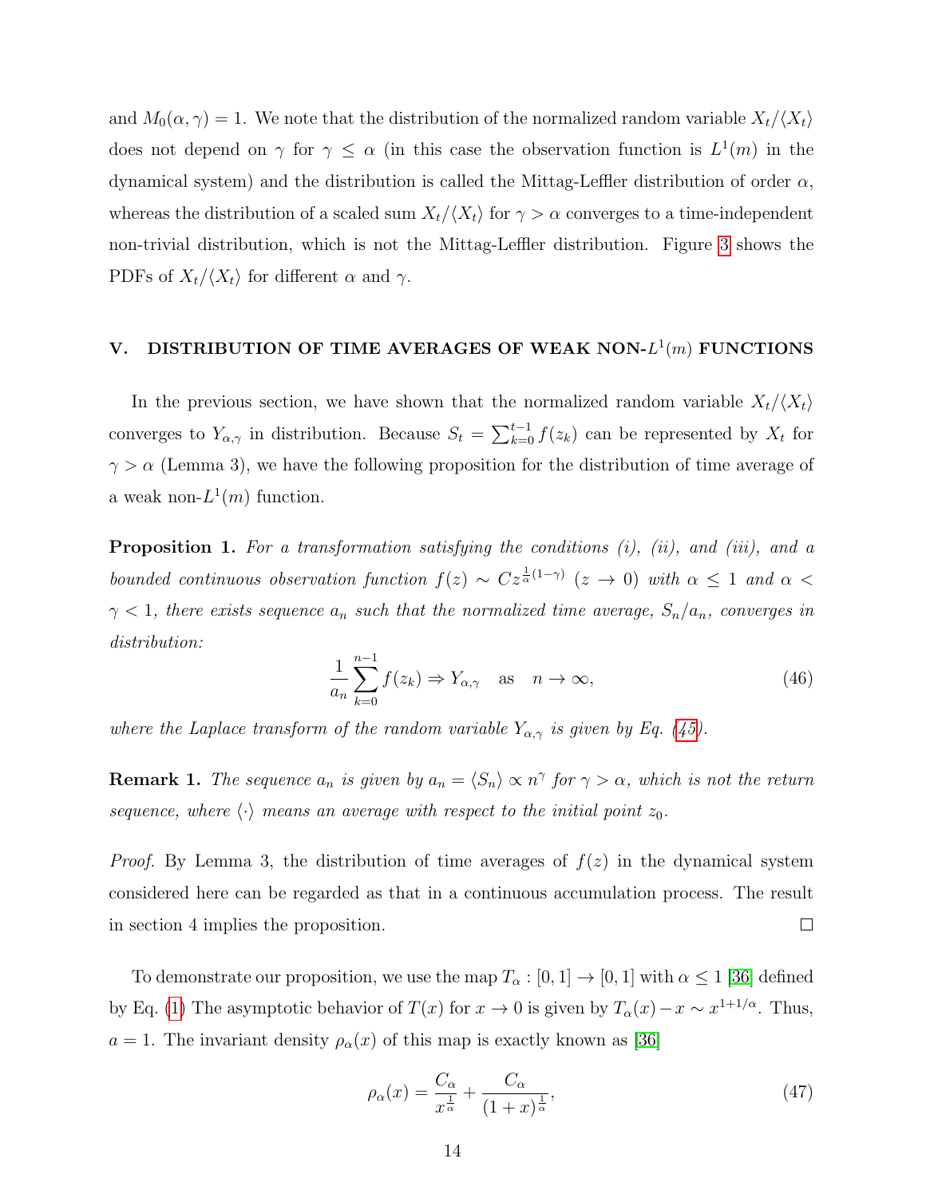and $M_0(\alpha, \gamma) = 1$. We note that the distribution of the normalized random variable $X_t/\langle X_t \rangle$ does not depend on $\gamma$ for $\gamma \leq \alpha$ (in this case the observation function is $L^1(m)$ in the dynamical system) and the distribution is called the Mittag-Leffler distribution of order $\alpha$, whereas the distribution of a scaled sum $X_t/\langle X_t \rangle$ for $\gamma > \alpha$ converges to a time-independent non-trivial distribution, which is not the Mittag-Leffler distribution. Figure 3 shows the PDFs of $X_t/\langle X_t \rangle$ for different $\alpha$ and $\gamma$.

## V. DISTRIBUTION OF TIME AVERAGES OF WEAK NON-$L^1(m)$ FUNCTIONS

In the previous section, we have shown that the normalized random variable $X_t/\langle X_t \rangle$ converges to $Y_{\alpha,\gamma}$ in distribution. Because $S_t = \sum_{k=0}^{t-1} f(z_k)$ can be represented by $X_t$ for $\gamma > \alpha$ (Lemma 3), we have the following proposition for the distribution of time average of a weak non-$L^1(m)$ function.

**Proposition 1.** *For a transformation satisfying the conditions (i), (ii), and (iii), and a bounded continuous observation function $f(z) \sim C z^{\frac{1}{\alpha}(1-\gamma)}$ $(z \to 0)$ with $\alpha \leq 1$ and $\alpha < \gamma < 1$, there exists sequence $a_n$ such that the normalized time average, $S_n/a_n$, converges in distribution:*

$$\frac{1}{a_n} \sum_{k=0}^{n-1} f(z_k) \Rightarrow Y_{\alpha,\gamma} \quad \text{as} \quad n \to \infty, \tag{46}$$

*where the Laplace transform of the random variable $Y_{\alpha,\gamma}$ is given by Eq. (45).*

**Remark 1.** *The sequence $a_n$ is given by $a_n = \langle S_n \rangle \propto n^\gamma$ for $\gamma > \alpha$, which is not the return sequence, where $\langle \cdot \rangle$ means an average with respect to the initial point $z_0$.*

*Proof.* By Lemma 3, the distribution of time averages of $f(z)$ in the dynamical system considered here can be regarded as that in a continuous accumulation process. The result in section 4 implies the proposition. □

To demonstrate our proposition, we use the map $T_\alpha : [0, 1] \to [0, 1]$ with $\alpha \leq 1$ [36] defined by Eq. (1) The asymptotic behavior of $T(x)$ for $x \to 0$ is given by $T_\alpha(x) - x \sim x^{1+1/\alpha}$. Thus, $a = 1$. The invariant density $\rho_\alpha(x)$ of this map is exactly known as [36]

$$\rho_\alpha(x) = \frac{C_\alpha}{x^{\frac{1}{\alpha}}} + \frac{C_\alpha}{(1+x)^{\frac{1}{\alpha}}}, \tag{47}$$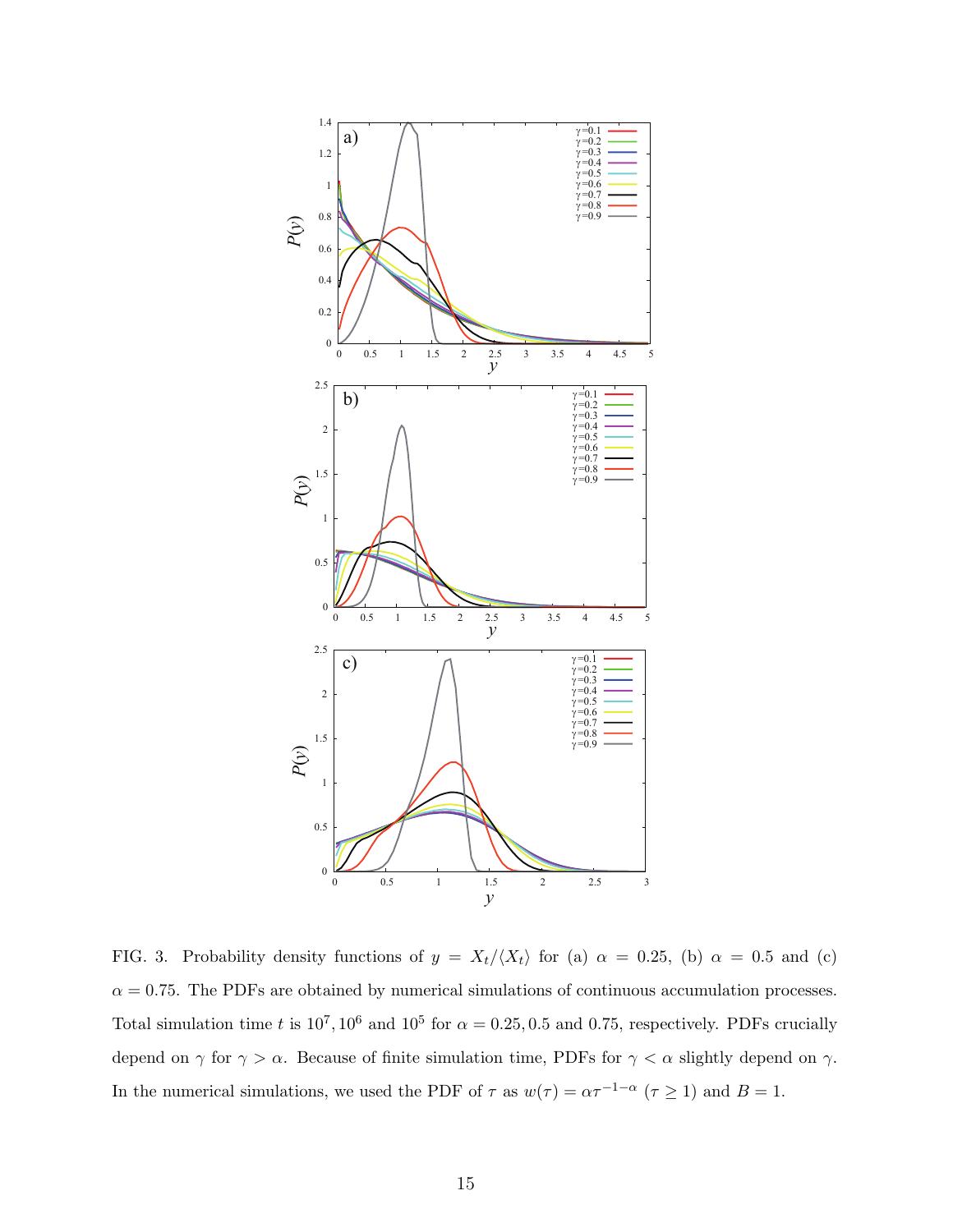FIG. 3. Probability density functions of $y = X_t/\langle X_t \rangle$ for (a) $\alpha = 0.25$, (b) $\alpha = 0.5$ and (c) $\alpha = 0.75$. The PDFs are obtained by numerical simulations of continuous accumulation processes. Total simulation time $t$ is $10^7, 10^6$ and $10^5$ for $\alpha = 0.25, 0.5$ and $0.75$, respectively. PDFs crucially depend on $\gamma$ for $\gamma > \alpha$. Because of finite simulation time, PDFs for $\gamma < \alpha$ slightly depend on $\gamma$. In the numerical simulations, we used the PDF of $\tau$ as $w(\tau) = \alpha\tau^{-1-\alpha}$ ($\tau \geq 1$) and $B = 1$.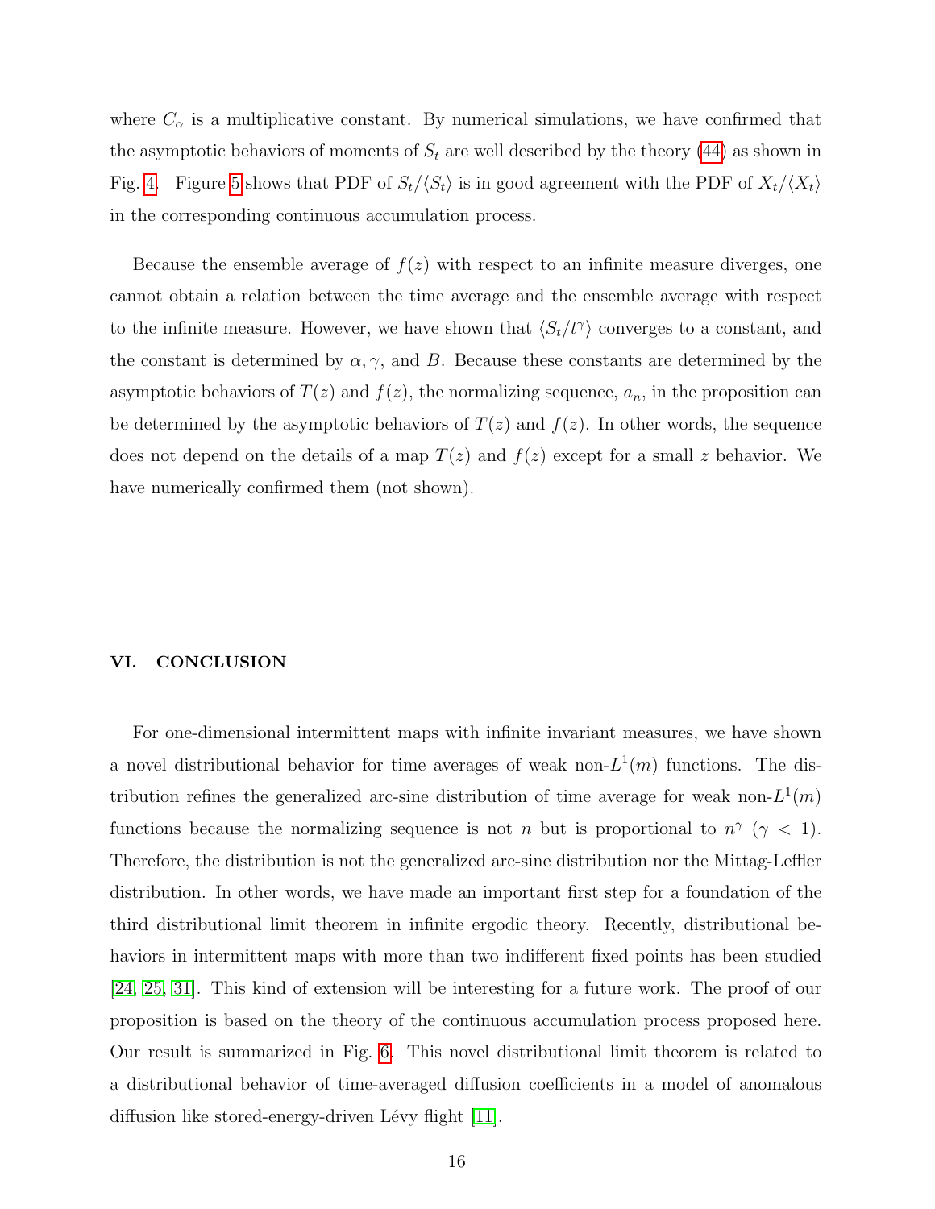where $C_\alpha$ is a multiplicative constant. By numerical simulations, we have confirmed that the asymptotic behaviors of moments of $S_t$ are well described by the theory (44) as shown in Fig. 4. Figure 5 shows that PDF of $S_t/\langle S_t \rangle$ is in good agreement with the PDF of $X_t/\langle X_t \rangle$ in the corresponding continuous accumulation process.

Because the ensemble average of $f(z)$ with respect to an infinite measure diverges, one cannot obtain a relation between the time average and the ensemble average with respect to the infinite measure. However, we have shown that $\langle S_t/t^\gamma \rangle$ converges to a constant, and the constant is determined by $\alpha, \gamma$, and $B$. Because these constants are determined by the asymptotic behaviors of $T(z)$ and $f(z)$, the normalizing sequence, $a_n$, in the proposition can be determined by the asymptotic behaviors of $T(z)$ and $f(z)$. In other words, the sequence does not depend on the details of a map $T(z)$ and $f(z)$ except for a small $z$ behavior. We have numerically confirmed them (not shown).

## VI. CONCLUSION

For one-dimensional intermittent maps with infinite invariant measures, we have shown a novel distributional behavior for time averages of weak non-$L^1(m)$ functions. The distribution refines the generalized arc-sine distribution of time average for weak non-$L^1(m)$ functions because the normalizing sequence is not $n$ but is proportional to $n^\gamma$ ($\gamma < 1$). Therefore, the distribution is not the generalized arc-sine distribution nor the Mittag-Leffler distribution. In other words, we have made an important first step for a foundation of the third distributional limit theorem in infinite ergodic theory. Recently, distributional behaviors in intermittent maps with more than two indifferent fixed points has been studied [24, 25, 31]. This kind of extension will be interesting for a future work. The proof of our proposition is based on the theory of the continuous accumulation process proposed here. Our result is summarized in Fig. 6. This novel distributional limit theorem is related to a distributional behavior of time-averaged diffusion coefficients in a model of anomalous diffusion like stored-energy-driven Lévy flight [11].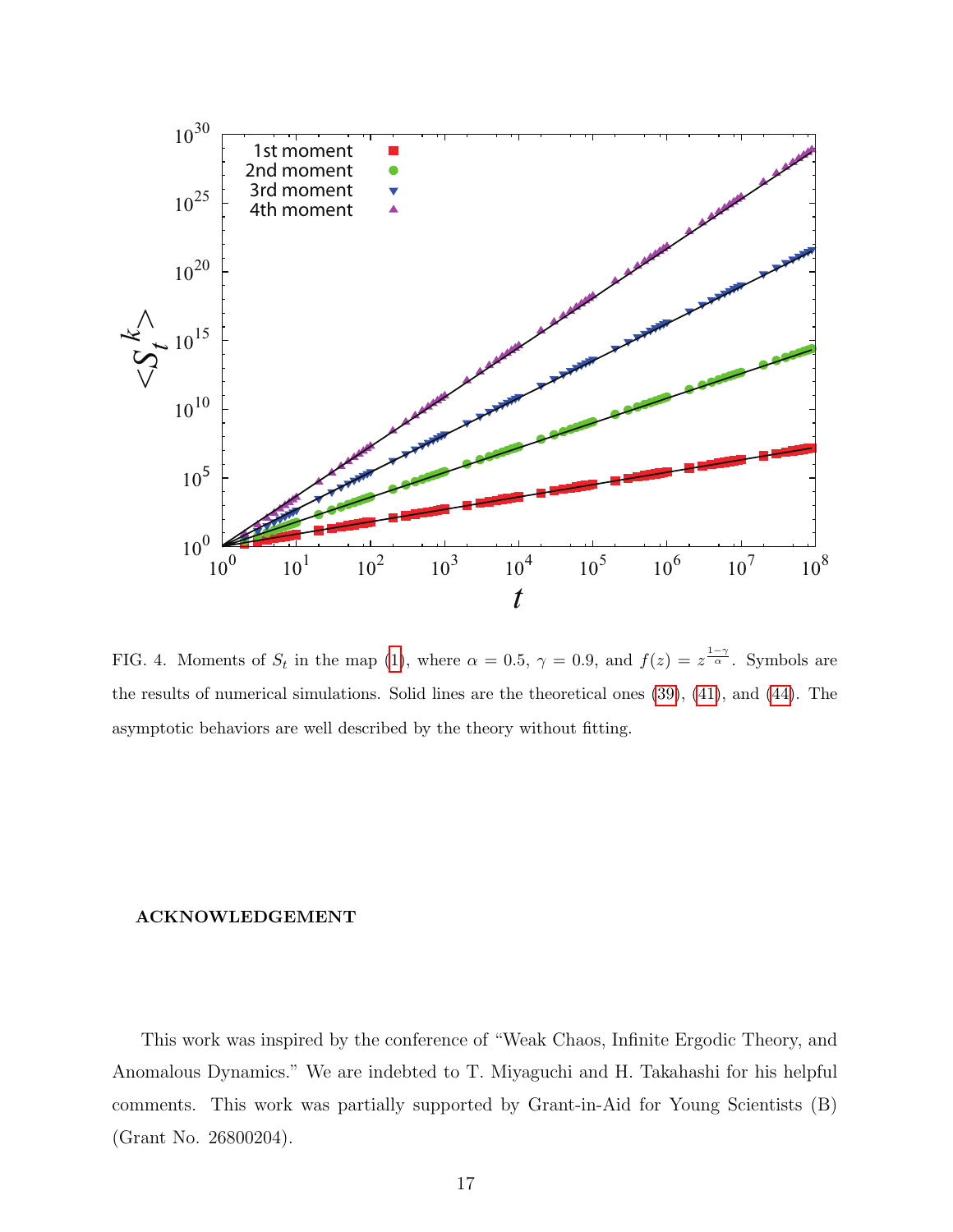FIG. 4. Moments of $S_t$ in the map (1), where $\alpha = 0.5$, $\gamma = 0.9$, and $f(z) = z^{\frac{1-\gamma}{\alpha}}$. Symbols are the results of numerical simulations. Solid lines are the theoretical ones (39), (41), and (44). The asymptotic behaviors are well described by the theory without fitting.

## ACKNOWLEDGEMENT

This work was inspired by the conference of "Weak Chaos, Infinite Ergodic Theory, and Anomalous Dynamics." We are indebted to T. Miyaguchi and H. Takahashi for his helpful comments. This work was partially supported by Grant-in-Aid for Young Scientists (B) (Grant No. 26800204).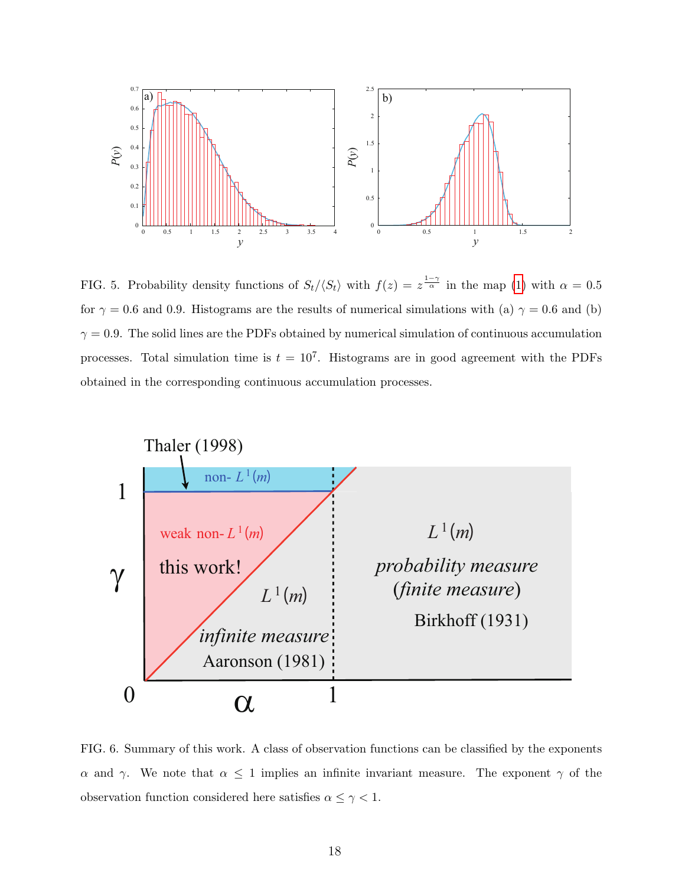FIG. 5. Probability density functions of $S_t/\langle S_t \rangle$ with $f(z) = z^{\frac{1-\gamma}{\alpha}}$ in the map (1) with $\alpha = 0.5$ for $\gamma = 0.6$ and 0.9. Histograms are the results of numerical simulations with (a) $\gamma = 0.6$ and (b) $\gamma = 0.9$. The solid lines are the PDFs obtained by numerical simulation of continuous accumulation processes. Total simulation time is $t = 10^7$. Histograms are in good agreement with the PDFs obtained in the corresponding continuous accumulation processes.

FIG. 6. Summary of this work. A class of observation functions can be classified by the exponents $\alpha$ and $\gamma$. We note that $\alpha \leq 1$ implies an infinite invariant measure. The exponent $\gamma$ of the observation function considered here satisfies $\alpha \leq \gamma < 1$.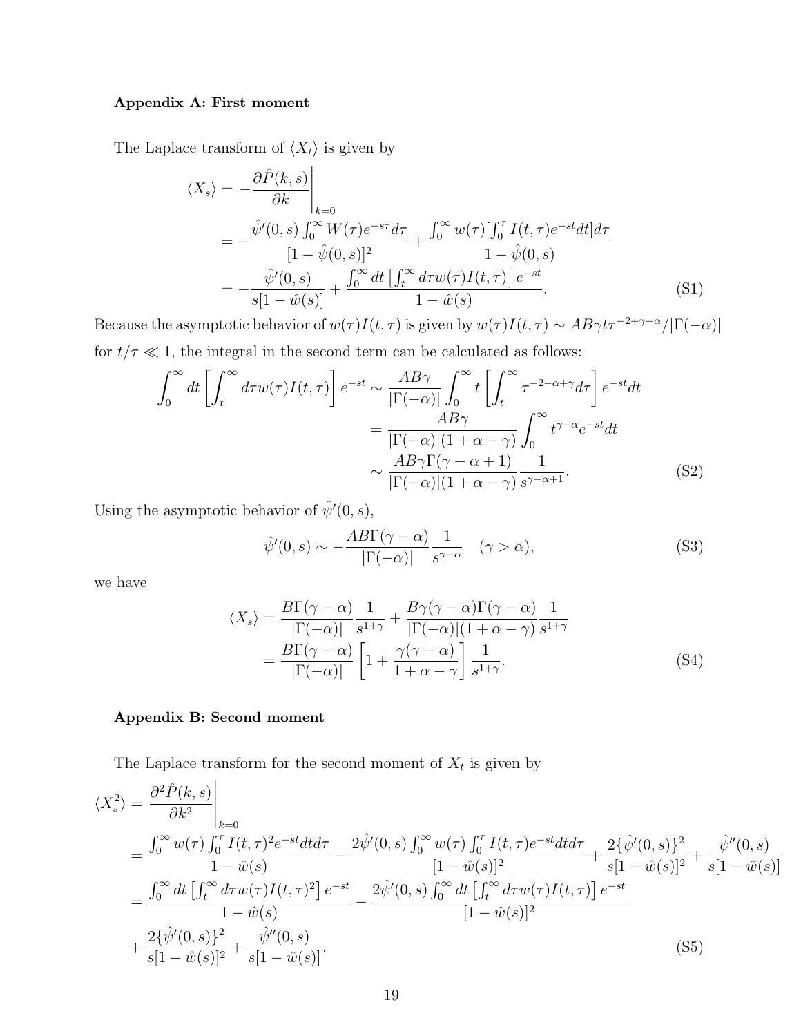### Appendix A: First moment

The Laplace transform of $\langle X_t \rangle$ is given by

$$
\begin{aligned}
\langle X_s \rangle &= -\left.\frac{\partial \hat{P}(k,s)}{\partial k}\right|_{k=0} \\
&= -\frac{\hat{\psi}'(0,s)\int_0^\infty W(\tau)e^{-s\tau}d\tau}{[1-\hat{\psi}(0,s)]^2} + \frac{\int_0^\infty w(\tau)[\int_0^\tau I(t,\tau)e^{-st}dt]d\tau}{1-\hat{\psi}(0,s)} \\
&= -\frac{\hat{\psi}'(0,s)}{s[1-\hat{w}(s)]} + \frac{\int_0^\infty dt\left[\int_t^\infty d\tau w(\tau)I(t,\tau)\right]e^{-st}}{1-\hat{w}(s)}.
\end{aligned} \tag{S1}
$$

Because the asymptotic behavior of $w(\tau)I(t,\tau)$ is given by $w(\tau)I(t,\tau) \sim AB\gamma t\tau^{-2+\gamma-\alpha}/|\Gamma(-\alpha)|$ for $t/\tau \ll 1$, the integral in the second term can be calculated as follows:

$$
\begin{aligned}
\int_0^\infty dt\left[\int_t^\infty d\tau w(\tau)I(t,\tau)\right]e^{-st} &\sim \frac{AB\gamma}{|\Gamma(-\alpha)|}\int_0^\infty t\left[\int_t^\infty \tau^{-2-\alpha+\gamma}d\tau\right]e^{-st}dt \\
&= \frac{AB\gamma}{|\Gamma(-\alpha)|(1+\alpha-\gamma)}\int_0^\infty t^{\gamma-\alpha}e^{-st}dt \\
&\sim \frac{AB\gamma\Gamma(\gamma-\alpha+1)}{|\Gamma(-\alpha)|(1+\alpha-\gamma)}\frac{1}{s^{\gamma-\alpha+1}}.
\end{aligned} \tag{S2}
$$

Using the asymptotic behavior of $\hat{\psi}'(0,s)$,

$$
\hat{\psi}'(0,s) \sim -\frac{AB\Gamma(\gamma-\alpha)}{|\Gamma(-\alpha)|}\frac{1}{s^{\gamma-\alpha}} \quad (\gamma > \alpha), \tag{S3}
$$

we have

$$
\begin{aligned}
\langle X_s \rangle &= \frac{B\Gamma(\gamma-\alpha)}{|\Gamma(-\alpha)|}\frac{1}{s^{1+\gamma}} + \frac{B\gamma(\gamma-\alpha)\Gamma(\gamma-\alpha)}{|\Gamma(-\alpha)|(1+\alpha-\gamma)}\frac{1}{s^{1+\gamma}} \\
&= \frac{B\Gamma(\gamma-\alpha)}{|\Gamma(-\alpha)|}\left[1+\frac{\gamma(\gamma-\alpha)}{1+\alpha-\gamma}\right]\frac{1}{s^{1+\gamma}}.
\end{aligned} \tag{S4}
$$

### Appendix B: Second moment

The Laplace transform for the second moment of $X_t$ is given by

$$
\begin{aligned}
\langle X_s^2 \rangle &= \left.\frac{\partial^2 \hat{P}(k,s)}{\partial k^2}\right|_{k=0} \\
&= \frac{\int_0^\infty w(\tau)\int_0^\tau I(t,\tau)^2 e^{-st}dtd\tau}{1-\hat{w}(s)} - \frac{2\hat{\psi}'(0,s)\int_0^\infty w(\tau)\int_0^\tau I(t,\tau)e^{-st}dtd\tau}{[1-\hat{w}(s)]^2} + \frac{2\{\hat{\psi}'(0,s)\}^2}{s[1-\hat{w}(s)]^2} + \frac{\hat{\psi}''(0,s)}{s[1-\hat{w}(s)]} \\
&= \frac{\int_0^\infty dt\left[\int_t^\infty d\tau w(\tau)I(t,\tau)^2\right]e^{-st}}{1-\hat{w}(s)} - \frac{2\hat{\psi}'(0,s)\int_0^\infty dt\left[\int_t^\infty d\tau w(\tau)I(t,\tau)\right]e^{-st}}{[1-\hat{w}(s)]^2} \\
&\quad + \frac{2\{\hat{\psi}'(0,s)\}^2}{s[1-\hat{w}(s)]^2} + \frac{\hat{\psi}''(0,s)}{s[1-\hat{w}(s)]}.
\end{aligned} \tag{S5}
$$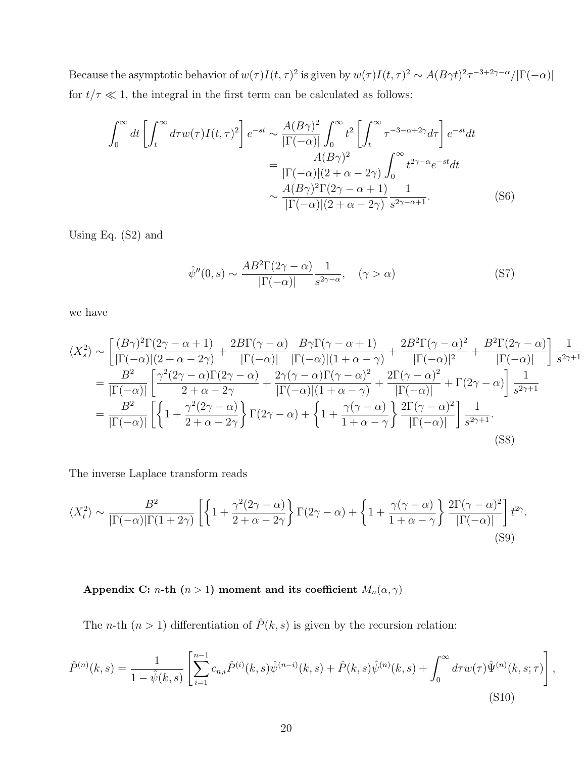Because the asymptotic behavior of $w(\tau)I(t,\tau)^2$ is given by $w(\tau)I(t,\tau)^2 \sim A(B\gamma t)^2\tau^{-3+2\gamma-\alpha}/|\Gamma(-\alpha)|$ for $t/\tau \ll 1$, the integral in the first term can be calculated as follows:

$$
\begin{aligned}
\int_0^\infty dt \left[\int_t^\infty d\tau w(\tau) I(t,\tau)^2\right] e^{-st} &\sim \frac{A(B\gamma)^2}{|\Gamma(-\alpha)|}\int_0^\infty t^2\left[\int_t^\infty \tau^{-3-\alpha+2\gamma}d\tau\right]e^{-st}dt \\
&= \frac{A(B\gamma)^2}{|\Gamma(-\alpha)|(2+\alpha-2\gamma)}\int_0^\infty t^{2\gamma-\alpha}e^{-st}dt \\
&\sim \frac{A(B\gamma)^2\Gamma(2\gamma-\alpha+1)}{|\Gamma(-\alpha)|(2+\alpha-2\gamma)}\frac{1}{s^{2\gamma-\alpha+1}}. \qquad \text{(S6)}
\end{aligned}
$$

Using Eq. (S2) and

$$
\hat{\psi}''(0,s) \sim \frac{AB^2\Gamma(2\gamma-\alpha)}{|\Gamma(-\alpha)|}\frac{1}{s^{2\gamma-\alpha}}, \quad (\gamma > \alpha) \qquad \text{(S7)}
$$

we have

$$
\begin{aligned}
\langle X_s^2\rangle &\sim \left[\frac{(B\gamma)^2\Gamma(2\gamma-\alpha+1)}{|\Gamma(-\alpha)|(2+\alpha-2\gamma)} + \frac{2B\Gamma(\gamma-\alpha)}{|\Gamma(-\alpha)|}\frac{B\gamma\Gamma(\gamma-\alpha+1)}{|\Gamma(-\alpha)|(1+\alpha-\gamma)} + \frac{2B^2\Gamma(\gamma-\alpha)^2}{|\Gamma(-\alpha)|^2} + \frac{B^2\Gamma(2\gamma-\alpha)}{|\Gamma(-\alpha)|}\right]\frac{1}{s^{2\gamma+1}} \\
&= \frac{B^2}{|\Gamma(-\alpha)|}\left[\frac{\gamma^2(2\gamma-\alpha)\Gamma(2\gamma-\alpha)}{2+\alpha-2\gamma} + \frac{2\gamma(\gamma-\alpha)\Gamma(\gamma-\alpha)^2}{|\Gamma(-\alpha)|(1+\alpha-\gamma)} + \frac{2\Gamma(\gamma-\alpha)^2}{|\Gamma(-\alpha)|} + \Gamma(2\gamma-\alpha)\right]\frac{1}{s^{2\gamma+1}} \\
&= \frac{B^2}{|\Gamma(-\alpha)|}\left[\left\{1+\frac{\gamma^2(2\gamma-\alpha)}{2+\alpha-2\gamma}\right\}\Gamma(2\gamma-\alpha) + \left\{1+\frac{\gamma(\gamma-\alpha)}{1+\alpha-\gamma}\right\}\frac{2\Gamma(\gamma-\alpha)^2}{|\Gamma(-\alpha)|}\right]\frac{1}{s^{2\gamma+1}}. \qquad \text{(S8)}
\end{aligned}
$$

The inverse Laplace transform reads

$$
\langle X_t^2\rangle \sim \frac{B^2}{|\Gamma(-\alpha)|\Gamma(1+2\gamma)}\left[\left\{1+\frac{\gamma^2(2\gamma-\alpha)}{2+\alpha-2\gamma}\right\}\Gamma(2\gamma-\alpha) + \left\{1+\frac{\gamma(\gamma-\alpha)}{1+\alpha-\gamma}\right\}\frac{2\Gamma(\gamma-\alpha)^2}{|\Gamma(-\alpha)|}\right]t^{2\gamma}. \qquad \text{(S9)}
$$

**Appendix C: $n$-th ($n>1$) moment and its coefficient $M_n(\alpha,\gamma)$**

The $n$-th ($n>1$) differentiation of $\hat{P}(k,s)$ is given by the recursion relation:

$$
\hat{P}^{(n)}(k,s) = \frac{1}{1-\hat{\psi}(k,s)}\left[\sum_{i=1}^{n-1} c_{n,i}\hat{P}^{(i)}(k,s)\hat{\psi}^{(n-i)}(k,s) + \hat{P}(k,s)\hat{\psi}^{(n)}(k,s) + \int_0^\infty d\tau w(\tau)\hat{\Psi}^{(n)}(k,s;\tau)\right], \qquad \text{(S10)}
$$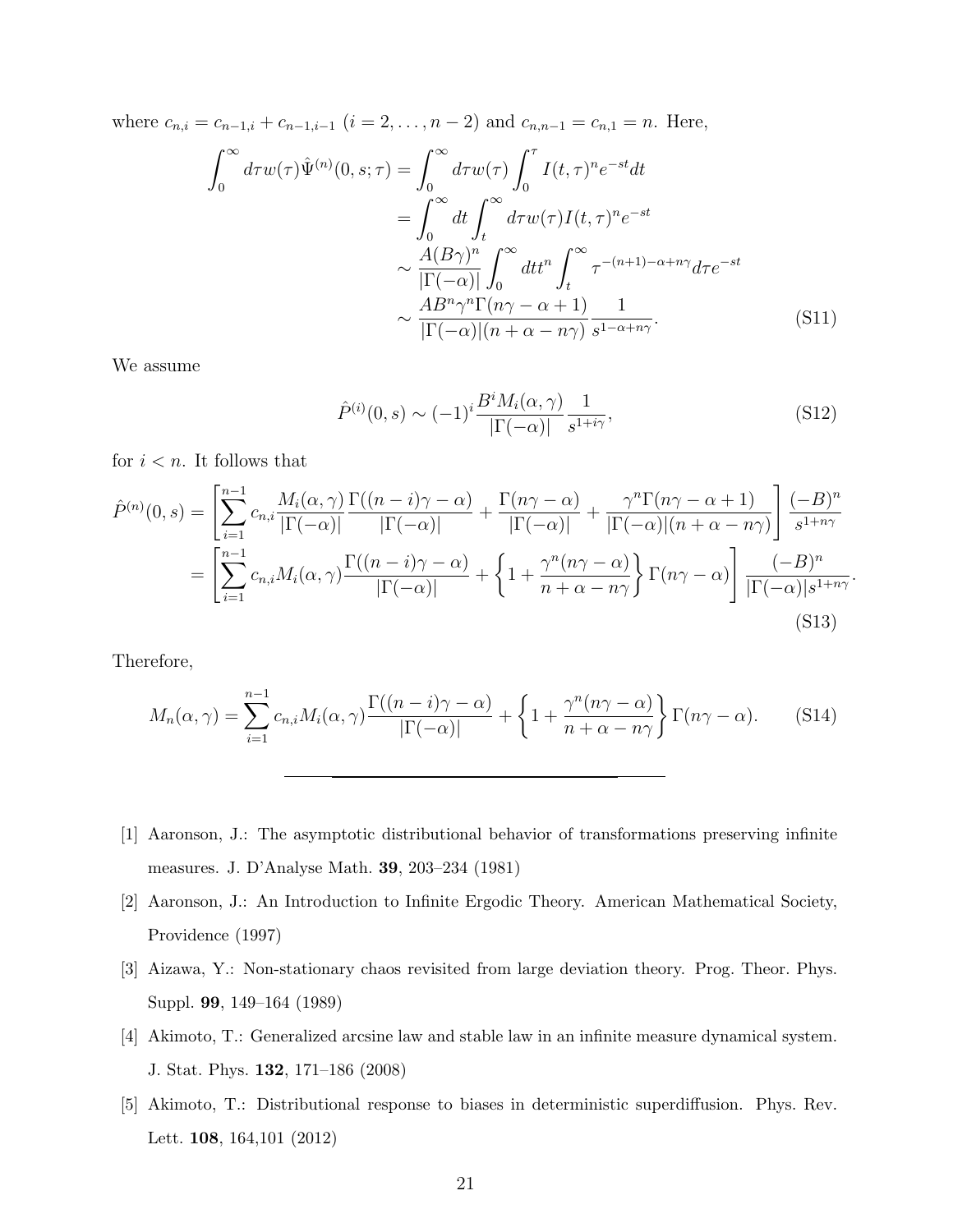where $c_{n,i} = c_{n-1,i} + c_{n-1,i-1}$ $(i = 2, \ldots, n-2)$ and $c_{n,n-1} = c_{n,1} = n$. Here,

$$
\begin{aligned}
\int_0^\infty d\tau w(\tau)\hat{\Psi}^{(n)}(0,s;\tau) &= \int_0^\infty d\tau w(\tau) \int_0^\tau I(t,\tau)^n e^{-st} dt \\
&= \int_0^\infty dt \int_t^\infty d\tau w(\tau) I(t,\tau)^n e^{-st} \\
&\sim \frac{A(B\gamma)^n}{|\Gamma(-\alpha)|} \int_0^\infty dt t^n \int_t^\infty \tau^{-(n+1)-\alpha+n\gamma} d\tau e^{-st} \\
&\sim \frac{AB^n\gamma^n \Gamma(n\gamma - \alpha + 1)}{|\Gamma(-\alpha)|(n+\alpha-n\gamma)} \frac{1}{s^{1-\alpha+n\gamma}}.
\end{aligned}
\tag{S11}
$$

We assume

$$
\hat{P}^{(i)}(0,s) \sim (-1)^i \frac{B^i M_i(\alpha,\gamma)}{|\Gamma(-\alpha)|} \frac{1}{s^{1+i\gamma}}, \tag{S12}
$$

for $i < n$. It follows that

$$
\begin{aligned}
\hat{P}^{(n)}(0,s) &= \left[ \sum_{i=1}^{n-1} c_{n,i} \frac{M_i(\alpha,\gamma)}{|\Gamma(-\alpha)|} \frac{\Gamma((n-i)\gamma - \alpha)}{|\Gamma(-\alpha)|} + \frac{\Gamma(n\gamma-\alpha)}{|\Gamma(-\alpha)|} + \frac{\gamma^n \Gamma(n\gamma - \alpha + 1)}{|\Gamma(-\alpha)|(n+\alpha-n\gamma)} \right] \frac{(-B)^n}{s^{1+n\gamma}} \\
&= \left[ \sum_{i=1}^{n-1} c_{n,i} M_i(\alpha,\gamma) \frac{\Gamma((n-i)\gamma-\alpha)}{|\Gamma(-\alpha)|} + \left\{ 1 + \frac{\gamma^n(n\gamma-\alpha)}{n+\alpha-n\gamma} \right\} \Gamma(n\gamma-\alpha) \right] \frac{(-B)^n}{|\Gamma(-\alpha)| s^{1+n\gamma}}.
\end{aligned}
\tag{S13}
$$

Therefore,

$$
M_n(\alpha,\gamma) = \sum_{i=1}^{n-1} c_{n,i} M_i(\alpha,\gamma) \frac{\Gamma((n-i)\gamma-\alpha)}{|\Gamma(-\alpha)|} + \left\{ 1 + \frac{\gamma^n(n\gamma-\alpha)}{n+\alpha-n\gamma} \right\} \Gamma(n\gamma-\alpha). \tag{S14}
$$

---

[1] Aaronson, J.: The asymptotic distributional behavior of transformations preserving infinite measures. J. D'Analyse Math. **39**, 203–234 (1981)

[2] Aaronson, J.: An Introduction to Infinite Ergodic Theory. American Mathematical Society, Providence (1997)

[3] Aizawa, Y.: Non-stationary chaos revisited from large deviation theory. Prog. Theor. Phys. Suppl. **99**, 149–164 (1989)

[4] Akimoto, T.: Generalized arcsine law and stable law in an infinite measure dynamical system. J. Stat. Phys. **132**, 171–186 (2008)

[5] Akimoto, T.: Distributional response to biases in deterministic superdiffusion. Phys. Rev. Lett. **108**, 164,101 (2012)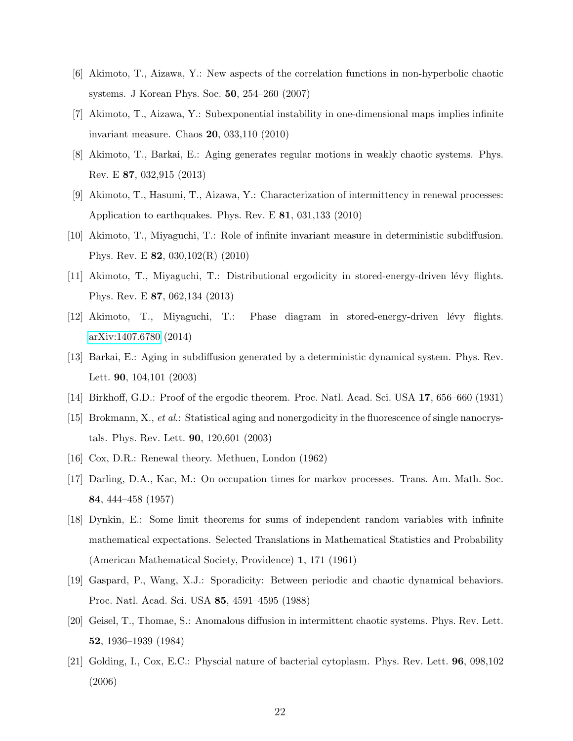[6] Akimoto, T., Aizawa, Y.: New aspects of the correlation functions in non-hyperbolic chaotic systems. J Korean Phys. Soc. **50**, 254–260 (2007)

[7] Akimoto, T., Aizawa, Y.: Subexponential instability in one-dimensional maps implies infinite invariant measure. Chaos **20**, 033,110 (2010)

[8] Akimoto, T., Barkai, E.: Aging generates regular motions in weakly chaotic systems. Phys. Rev. E **87**, 032,915 (2013)

[9] Akimoto, T., Hasumi, T., Aizawa, Y.: Characterization of intermittency in renewal processes: Application to earthquakes. Phys. Rev. E **81**, 031,133 (2010)

[10] Akimoto, T., Miyaguchi, T.: Role of infinite invariant measure in deterministic subdiffusion. Phys. Rev. E **82**, 030,102(R) (2010)

[11] Akimoto, T., Miyaguchi, T.: Distributional ergodicity in stored-energy-driven lévy flights. Phys. Rev. E **87**, 062,134 (2013)

[12] Akimoto, T., Miyaguchi, T.: Phase diagram in stored-energy-driven lévy flights. arXiv:1407.6780 (2014)

[13] Barkai, E.: Aging in subdiffusion generated by a deterministic dynamical system. Phys. Rev. Lett. **90**, 104,101 (2003)

[14] Birkhoff, G.D.: Proof of the ergodic theorem. Proc. Natl. Acad. Sci. USA **17**, 656–660 (1931)

[15] Brokmann, X., *et al.*: Statistical aging and nonergodicity in the fluorescence of single nanocrystals. Phys. Rev. Lett. **90**, 120,601 (2003)

[16] Cox, D.R.: Renewal theory. Methuen, London (1962)

[17] Darling, D.A., Kac, M.: On occupation times for markov processes. Trans. Am. Math. Soc. **84**, 444–458 (1957)

[18] Dynkin, E.: Some limit theorems for sums of independent random variables with infinite mathematical expectations. Selected Translations in Mathematical Statistics and Probability (American Mathematical Society, Providence) **1**, 171 (1961)

[19] Gaspard, P., Wang, X.J.: Sporadicity: Between periodic and chaotic dynamical behaviors. Proc. Natl. Acad. Sci. USA **85**, 4591–4595 (1988)

[20] Geisel, T., Thomae, S.: Anomalous diffusion in intermittent chaotic systems. Phys. Rev. Lett. **52**, 1936–1939 (1984)

[21] Golding, I., Cox, E.C.: Physcial nature of bacterial cytoplasm. Phys. Rev. Lett. **96**, 098,102 (2006)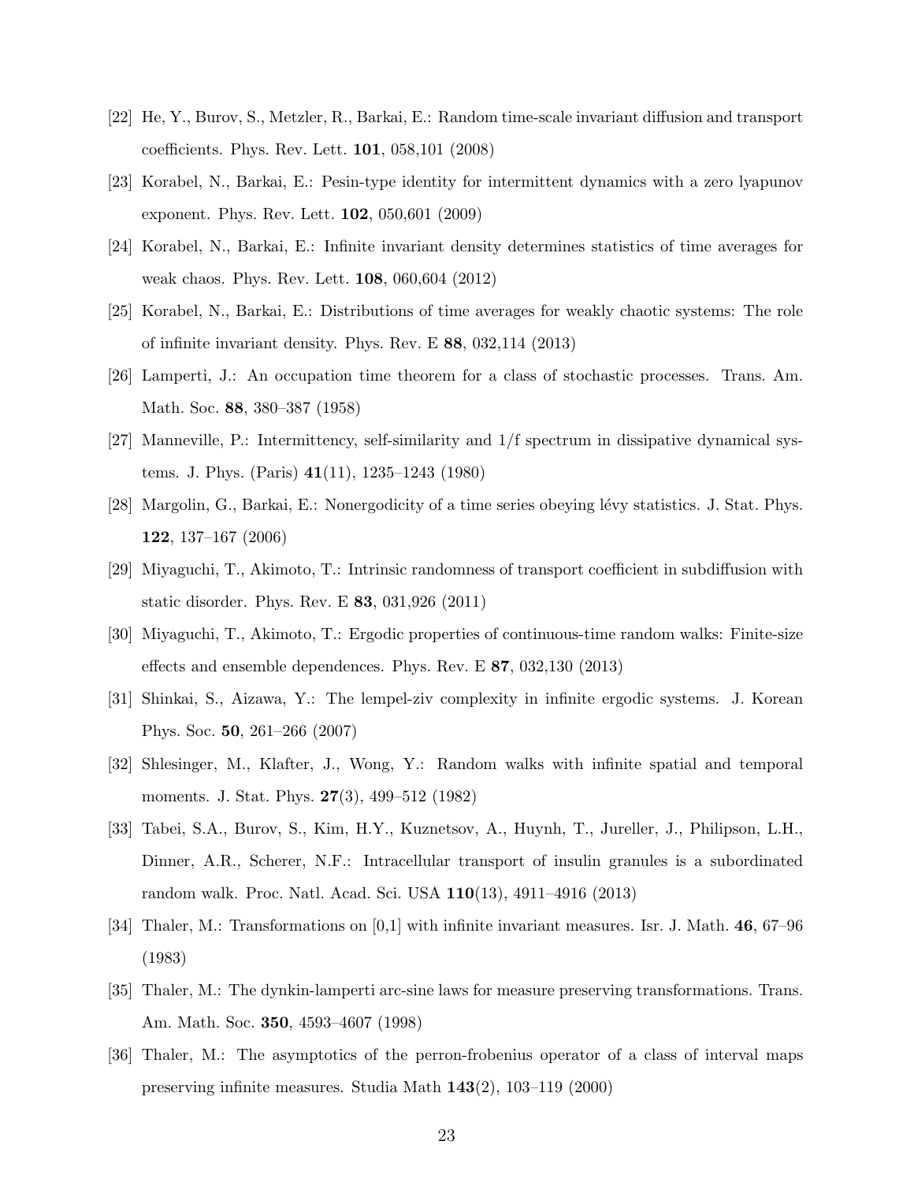[22] He, Y., Burov, S., Metzler, R., Barkai, E.: Random time-scale invariant diffusion and transport coefficients. Phys. Rev. Lett. **101**, 058,101 (2008)

[23] Korabel, N., Barkai, E.: Pesin-type identity for intermittent dynamics with a zero lyapunov exponent. Phys. Rev. Lett. **102**, 050,601 (2009)

[24] Korabel, N., Barkai, E.: Infinite invariant density determines statistics of time averages for weak chaos. Phys. Rev. Lett. **108**, 060,604 (2012)

[25] Korabel, N., Barkai, E.: Distributions of time averages for weakly chaotic systems: The role of infinite invariant density. Phys. Rev. E **88**, 032,114 (2013)

[26] Lamperti, J.: An occupation time theorem for a class of stochastic processes. Trans. Am. Math. Soc. **88**, 380–387 (1958)

[27] Manneville, P.: Intermittency, self-similarity and 1/f spectrum in dissipative dynamical systems. J. Phys. (Paris) **41**(11), 1235–1243 (1980)

[28] Margolin, G., Barkai, E.: Nonergodicity of a time series obeying lévy statistics. J. Stat. Phys. **122**, 137–167 (2006)

[29] Miyaguchi, T., Akimoto, T.: Intrinsic randomness of transport coefficient in subdiffusion with static disorder. Phys. Rev. E **83**, 031,926 (2011)

[30] Miyaguchi, T., Akimoto, T.: Ergodic properties of continuous-time random walks: Finite-size effects and ensemble dependences. Phys. Rev. E **87**, 032,130 (2013)

[31] Shinkai, S., Aizawa, Y.: The lempel-ziv complexity in infinite ergodic systems. J. Korean Phys. Soc. **50**, 261–266 (2007)

[32] Shlesinger, M., Klafter, J., Wong, Y.: Random walks with infinite spatial and temporal moments. J. Stat. Phys. **27**(3), 499–512 (1982)

[33] Tabei, S.A., Burov, S., Kim, H.Y., Kuznetsov, A., Huynh, T., Jureller, J., Philipson, L.H., Dinner, A.R., Scherer, N.F.: Intracellular transport of insulin granules is a subordinated random walk. Proc. Natl. Acad. Sci. USA **110**(13), 4911–4916 (2013)

[34] Thaler, M.: Transformations on [0,1] with infinite invariant measures. Isr. J. Math. **46**, 67–96 (1983)

[35] Thaler, M.: The dynkin-lamperti arc-sine laws for measure preserving transformations. Trans. Am. Math. Soc. **350**, 4593–4607 (1998)

[36] Thaler, M.: The asymptotics of the perron-frobenius operator of a class of interval maps preserving infinite measures. Studia Math **143**(2), 103–119 (2000)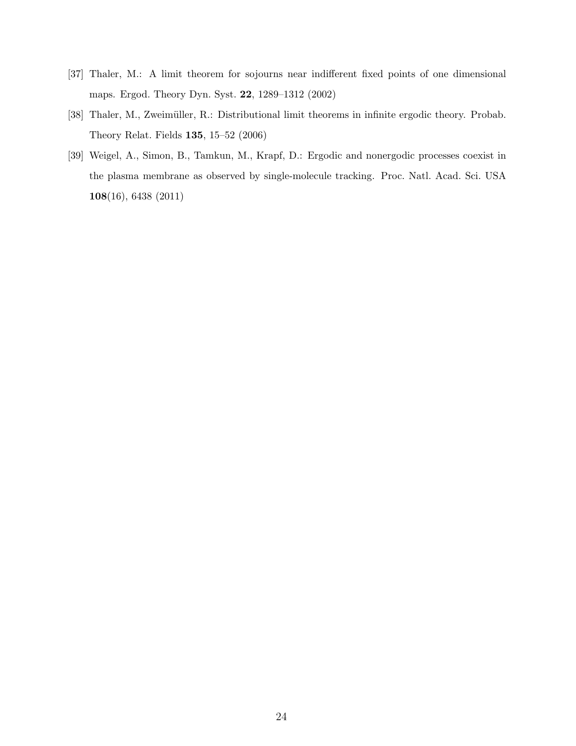[37] Thaler, M.: A limit theorem for sojourns near indifferent fixed points of one dimensional maps. Ergod. Theory Dyn. Syst. **22**, 1289–1312 (2002)

[38] Thaler, M., Zweimüller, R.: Distributional limit theorems in infinite ergodic theory. Probab. Theory Relat. Fields **135**, 15–52 (2006)

[39] Weigel, A., Simon, B., Tamkun, M., Krapf, D.: Ergodic and nonergodic processes coexist in the plasma membrane as observed by single-molecule tracking. Proc. Natl. Acad. Sci. USA **108**(16), 6438 (2011)